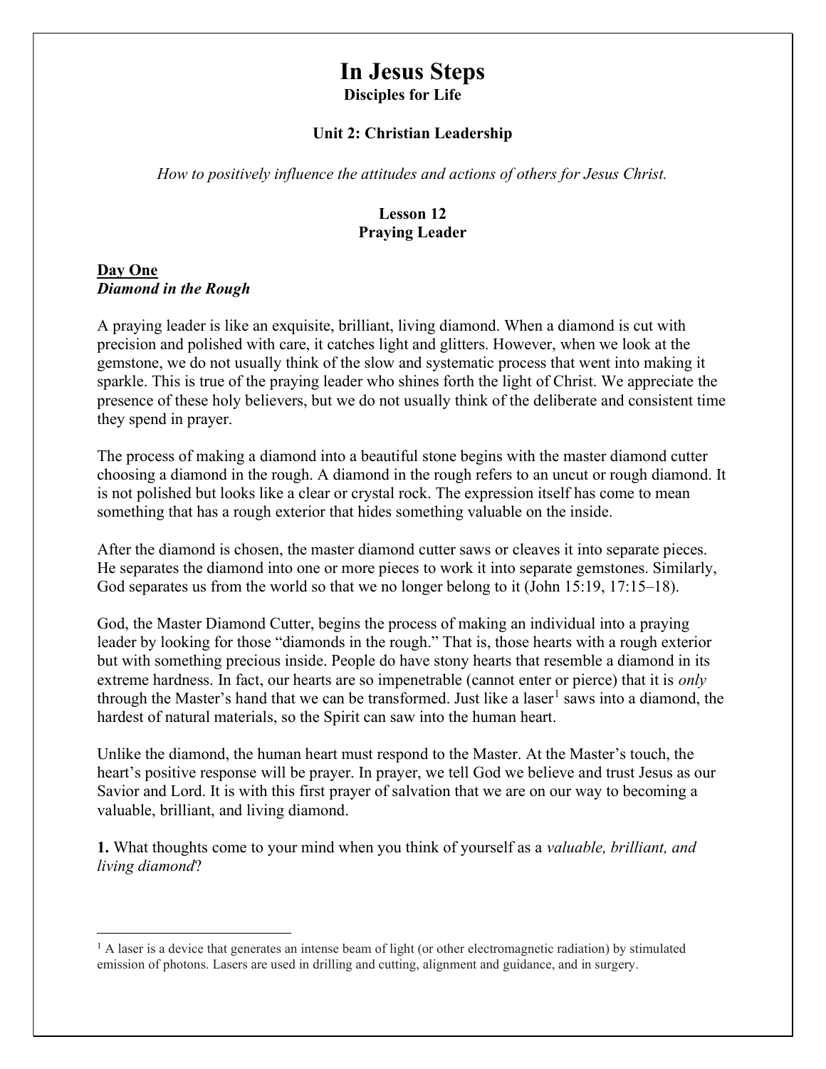# In Jesus Steps

**Disciples for Life**

**Unit 2: Christian Leadership**

*How to positively influence the attitudes and actions of others for Jesus Christ.*

**Lesson 12**
**Praying Leader**

## Day One

***Diamond in the Rough***

A praying leader is like an exquisite, brilliant, living diamond. When a diamond is cut with precision and polished with care, it catches light and glitters. However, when we look at the gemstone, we do not usually think of the slow and systematic process that went into making it sparkle. This is true of the praying leader who shines forth the light of Christ. We appreciate the presence of these holy believers, but we do not usually think of the deliberate and consistent time they spend in prayer.

The process of making a diamond into a beautiful stone begins with the master diamond cutter choosing a diamond in the rough. A diamond in the rough refers to an uncut or rough diamond. It is not polished but looks like a clear or crystal rock. The expression itself has come to mean something that has a rough exterior that hides something valuable on the inside.

After the diamond is chosen, the master diamond cutter saws or cleaves it into separate pieces. He separates the diamond into one or more pieces to work it into separate gemstones. Similarly, God separates us from the world so that we no longer belong to it (John 15:19, 17:15–18).

God, the Master Diamond Cutter, begins the process of making an individual into a praying leader by looking for those "diamonds in the rough." That is, those hearts with a rough exterior but with something precious inside. People do have stony hearts that resemble a diamond in its extreme hardness. In fact, our hearts are so impenetrable (cannot enter or pierce) that it is *only* through the Master's hand that we can be transformed. Just like a laser[1] saws into a diamond, the hardest of natural materials, so the Spirit can saw into the human heart.

Unlike the diamond, the human heart must respond to the Master. At the Master's touch, the heart's positive response will be prayer. In prayer, we tell God we believe and trust Jesus as our Savior and Lord. It is with this first prayer of salvation that we are on our way to becoming a valuable, brilliant, and living diamond.

**1.** What thoughts come to your mind when you think of yourself as a *valuable, brilliant, and living diamond*?

---

[1] A laser is a device that generates an intense beam of light (or other electromagnetic radiation) by stimulated emission of photons. Lasers are used in drilling and cutting, alignment and guidance, and in surgery.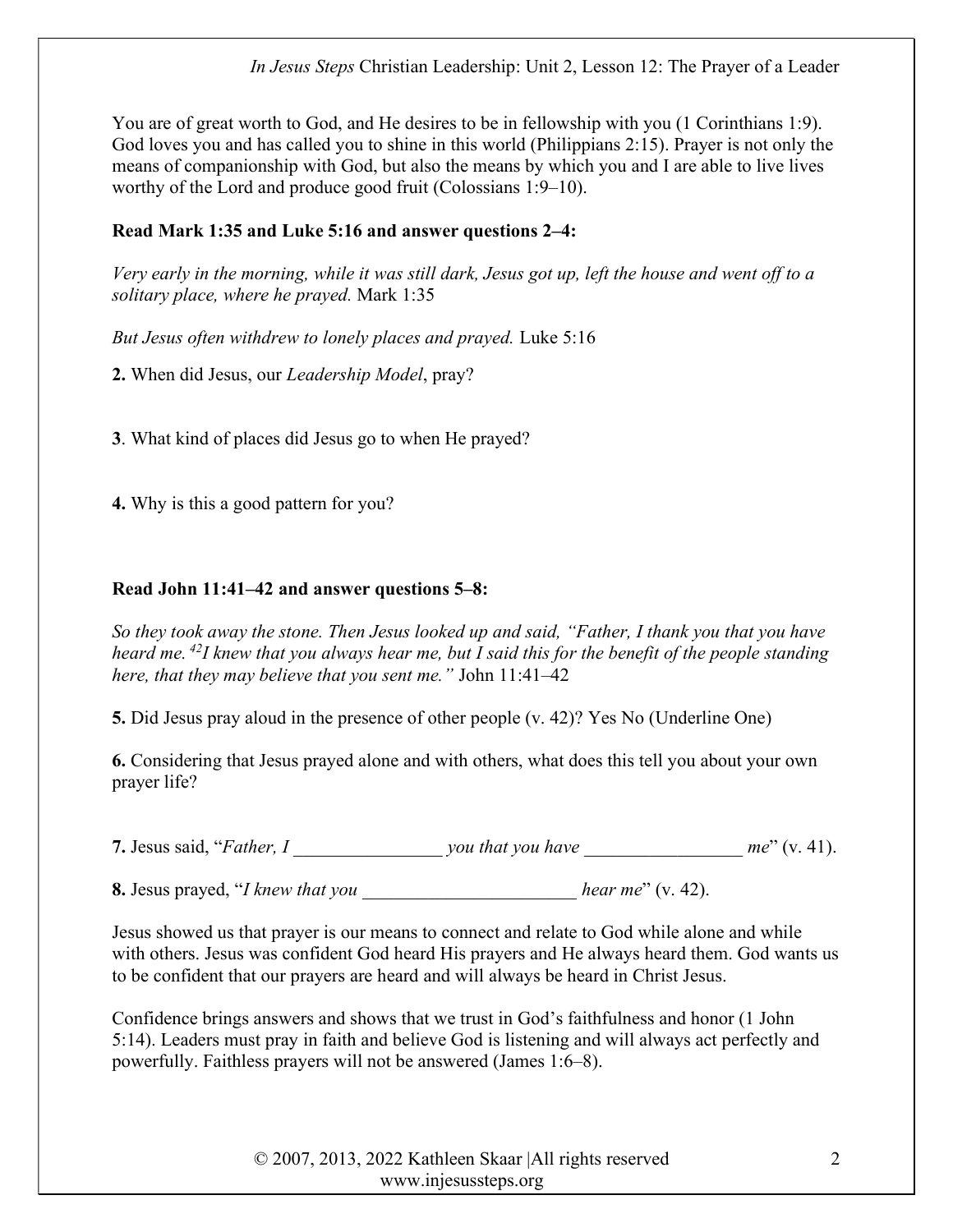You are of great worth to God, and He desires to be in fellowship with you (1 Corinthians 1:9). God loves you and has called you to shine in this world (Philippians 2:15). Prayer is not only the means of companionship with God, but also the means by which you and I are able to live lives worthy of the Lord and produce good fruit (Colossians 1:9–10).

**Read Mark 1:35 and Luke 5:16 and answer questions 2–4:**

*Very early in the morning, while it was still dark, Jesus got up, left the house and went off to a solitary place, where he prayed.* Mark 1:35

*But Jesus often withdrew to lonely places and prayed.* Luke 5:16

**2.** When did Jesus, our *Leadership Model*, pray?

**3**. What kind of places did Jesus go to when He prayed?

**4.** Why is this a good pattern for you?

**Read John 11:41–42 and answer questions 5–8:**

*So they took away the stone. Then Jesus looked up and said, "Father, I thank you that you have heard me. [42]I knew that you always hear me, but I said this for the benefit of the people standing here, that they may believe that you sent me."* John 11:41–42

**5.** Did Jesus pray aloud in the presence of other people (v. 42)? Yes No (Underline One)

**6.** Considering that Jesus prayed alone and with others, what does this tell you about your own prayer life?

**7.** Jesus said, "*Father, I* ________________ *you that you have* _________________ *me*" (v. 41).

**8.** Jesus prayed, "*I knew that you* _______________________ *hear me*" (v. 42).

Jesus showed us that prayer is our means to connect and relate to God while alone and while with others. Jesus was confident God heard His prayers and He always heard them. God wants us to be confident that our prayers are heard and will always be heard in Christ Jesus.

Confidence brings answers and shows that we trust in God's faithfulness and honor (1 John 5:14). Leaders must pray in faith and believe God is listening and will always act perfectly and powerfully. Faithless prayers will not be answered (James 1:6–8).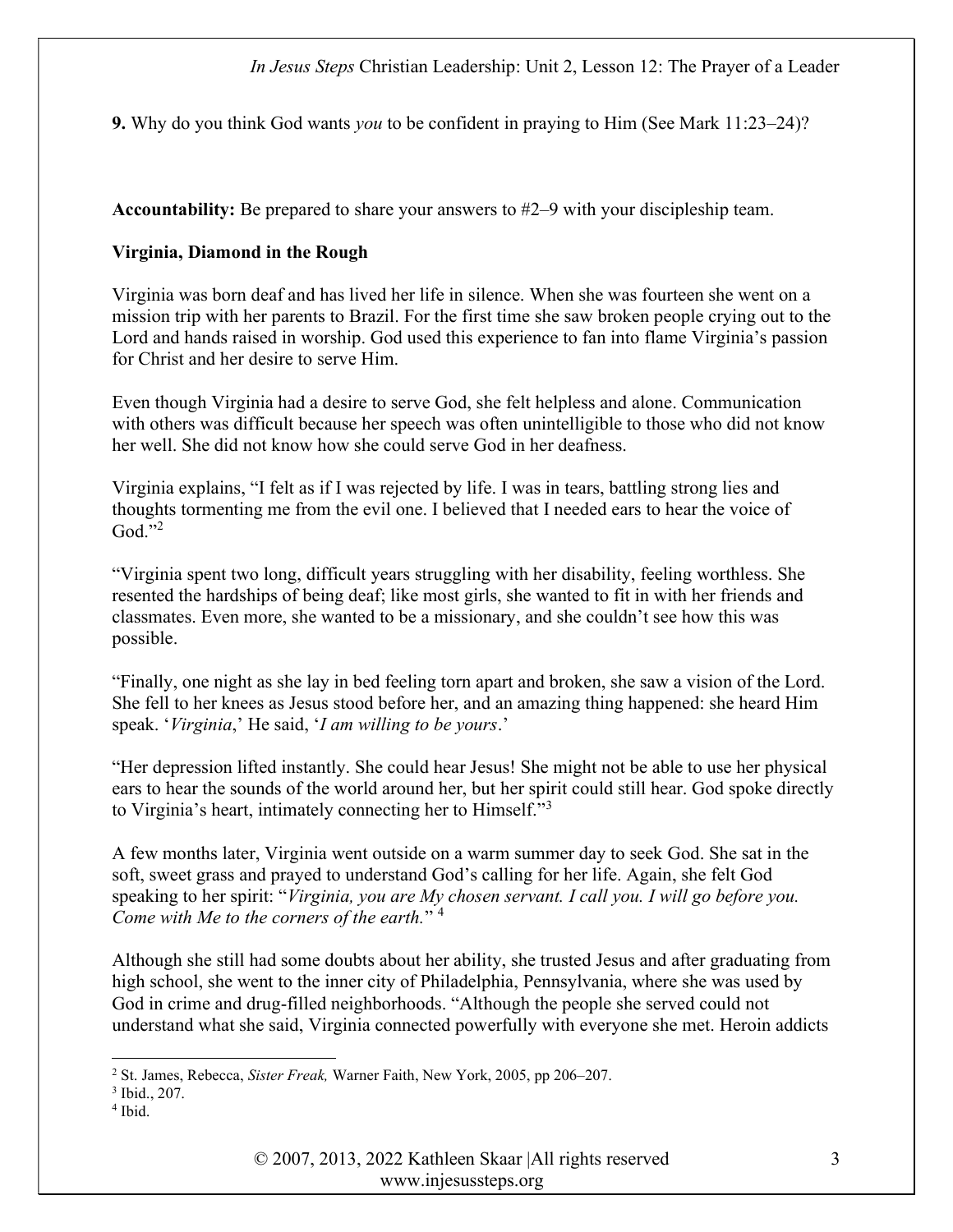**9.** Why do you think God wants *you* to be confident in praying to Him (See Mark 11:23–24)?

**Accountability:** Be prepared to share your answers to #2–9 with your discipleship team.

**Virginia, Diamond in the Rough**

Virginia was born deaf and has lived her life in silence. When she was fourteen she went on a mission trip with her parents to Brazil. For the first time she saw broken people crying out to the Lord and hands raised in worship. God used this experience to fan into flame Virginia's passion for Christ and her desire to serve Him.

Even though Virginia had a desire to serve God, she felt helpless and alone. Communication with others was difficult because her speech was often unintelligible to those who did not know her well. She did not know how she could serve God in her deafness.

Virginia explains, "I felt as if I was rejected by life. I was in tears, battling strong lies and thoughts tormenting me from the evil one. I believed that I needed ears to hear the voice of God."[2]

"Virginia spent two long, difficult years struggling with her disability, feeling worthless. She resented the hardships of being deaf; like most girls, she wanted to fit in with her friends and classmates. Even more, she wanted to be a missionary, and she couldn't see how this was possible.

"Finally, one night as she lay in bed feeling torn apart and broken, she saw a vision of the Lord. She fell to her knees as Jesus stood before her, and an amazing thing happened: she heard Him speak. '*Virginia*,' He said, '*I am willing to be yours*.'

"Her depression lifted instantly. She could hear Jesus! She might not be able to use her physical ears to hear the sounds of the world around her, but her spirit could still hear. God spoke directly to Virginia's heart, intimately connecting her to Himself."[3]

A few months later, Virginia went outside on a warm summer day to seek God. She sat in the soft, sweet grass and prayed to understand God's calling for her life. Again, she felt God speaking to her spirit: "*Virginia, you are My chosen servant. I call you. I will go before you. Come with Me to the corners of the earth.*" [4]

Although she still had some doubts about her ability, she trusted Jesus and after graduating from high school, she went to the inner city of Philadelphia, Pennsylvania, where she was used by God in crime and drug-filled neighborhoods. "Although the people she served could not understand what she said, Virginia connected powerfully with everyone she met. Heroin addicts

---

[2] St. James, Rebecca, *Sister Freak,* Warner Faith, New York, 2005, pp 206–207.

[3] Ibid., 207.

[4] Ibid.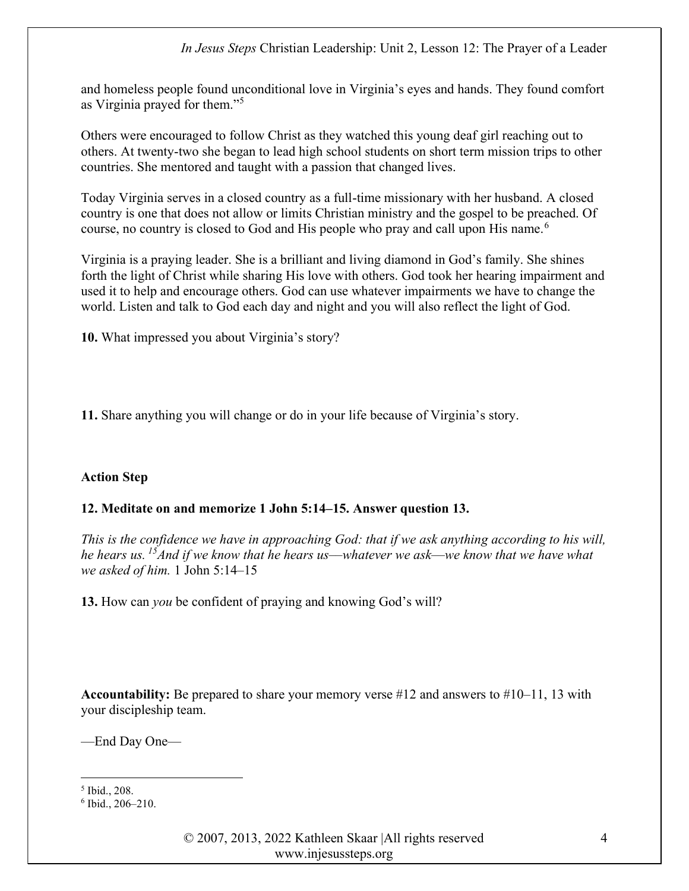and homeless people found unconditional love in Virginia's eyes and hands. They found comfort as Virginia prayed for them."[5]

Others were encouraged to follow Christ as they watched this young deaf girl reaching out to others. At twenty-two she began to lead high school students on short term mission trips to other countries. She mentored and taught with a passion that changed lives.

Today Virginia serves in a closed country as a full-time missionary with her husband. A closed country is one that does not allow or limits Christian ministry and the gospel to be preached. Of course, no country is closed to God and His people who pray and call upon His name.[6]

Virginia is a praying leader. She is a brilliant and living diamond in God's family. She shines forth the light of Christ while sharing His love with others. God took her hearing impairment and used it to help and encourage others. God can use whatever impairments we have to change the world. Listen and talk to God each day and night and you will also reflect the light of God.

**10.** What impressed you about Virginia's story?

**11.** Share anything you will change or do in your life because of Virginia's story.

**Action Step**

**12. Meditate on and memorize 1 John 5:14–15. Answer question 13.**

*This is the confidence we have in approaching God: that if we ask anything according to his will, he hears us. [15]And if we know that he hears us—whatever we ask—we know that we have what we asked of him.* 1 John 5:14–15

**13.** How can *you* be confident of praying and knowing God's will?

**Accountability:** Be prepared to share your memory verse #12 and answers to #10–11, 13 with your discipleship team.

—End Day One—

---

[5] Ibid., 208.

[6] Ibid., 206–210.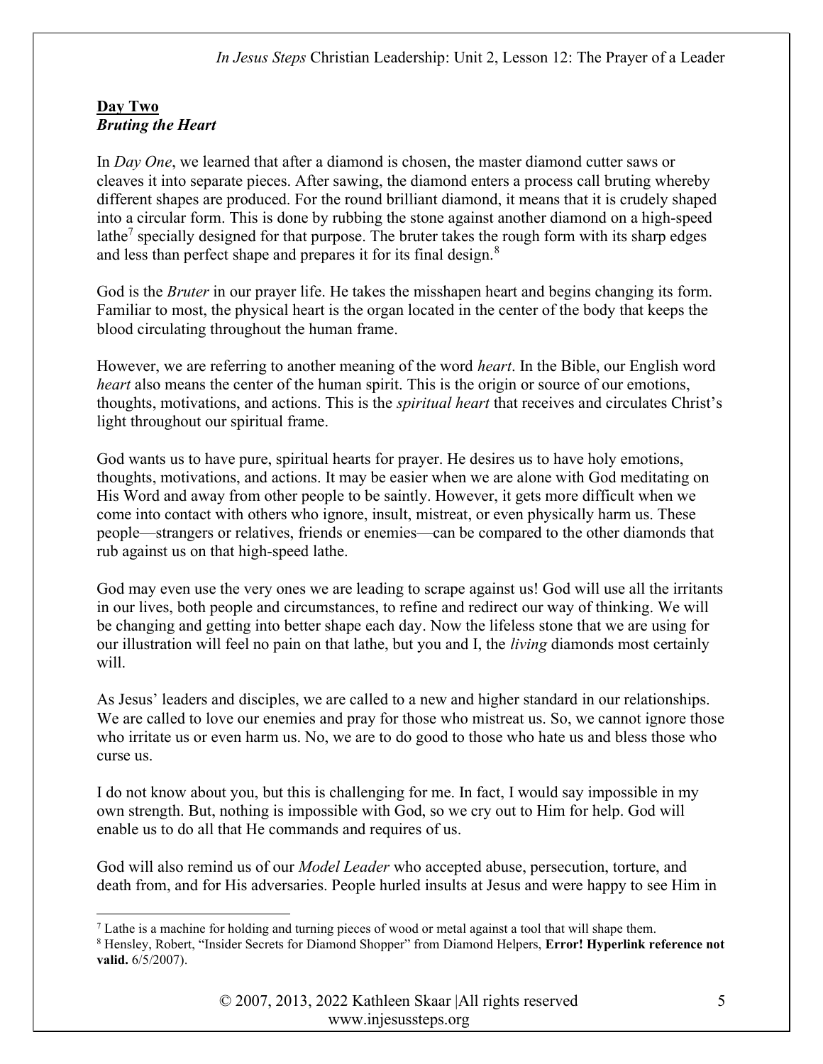## Day Two

### *Bruting the Heart*

In *Day One*, we learned that after a diamond is chosen, the master diamond cutter saws or cleaves it into separate pieces. After sawing, the diamond enters a process call bruting whereby different shapes are produced. For the round brilliant diamond, it means that it is crudely shaped into a circular form. This is done by rubbing the stone against another diamond on a high-speed lathe[7] specially designed for that purpose. The bruter takes the rough form with its sharp edges and less than perfect shape and prepares it for its final design.[8]

God is the *Bruter* in our prayer life. He takes the misshapen heart and begins changing its form. Familiar to most, the physical heart is the organ located in the center of the body that keeps the blood circulating throughout the human frame.

However, we are referring to another meaning of the word *heart*. In the Bible, our English word *heart* also means the center of the human spirit. This is the origin or source of our emotions, thoughts, motivations, and actions. This is the *spiritual heart* that receives and circulates Christ's light throughout our spiritual frame.

God wants us to have pure, spiritual hearts for prayer. He desires us to have holy emotions, thoughts, motivations, and actions. It may be easier when we are alone with God meditating on His Word and away from other people to be saintly. However, it gets more difficult when we come into contact with others who ignore, insult, mistreat, or even physically harm us. These people—strangers or relatives, friends or enemies—can be compared to the other diamonds that rub against us on that high-speed lathe.

God may even use the very ones we are leading to scrape against us! God will use all the irritants in our lives, both people and circumstances, to refine and redirect our way of thinking. We will be changing and getting into better shape each day. Now the lifeless stone that we are using for our illustration will feel no pain on that lathe, but you and I, the *living* diamonds most certainly will.

As Jesus' leaders and disciples, we are called to a new and higher standard in our relationships. We are called to love our enemies and pray for those who mistreat us. So, we cannot ignore those who irritate us or even harm us. No, we are to do good to those who hate us and bless those who curse us.

I do not know about you, but this is challenging for me. In fact, I would say impossible in my own strength. But, nothing is impossible with God, so we cry out to Him for help. God will enable us to do all that He commands and requires of us.

God will also remind us of our *Model Leader* who accepted abuse, persecution, torture, and death from, and for His adversaries. People hurled insults at Jesus and were happy to see Him in

---

[7] Lathe is a machine for holding and turning pieces of wood or metal against a tool that will shape them.

[8] Hensley, Robert, "Insider Secrets for Diamond Shopper" from Diamond Helpers, **Error! Hyperlink reference not valid.** 6/5/2007).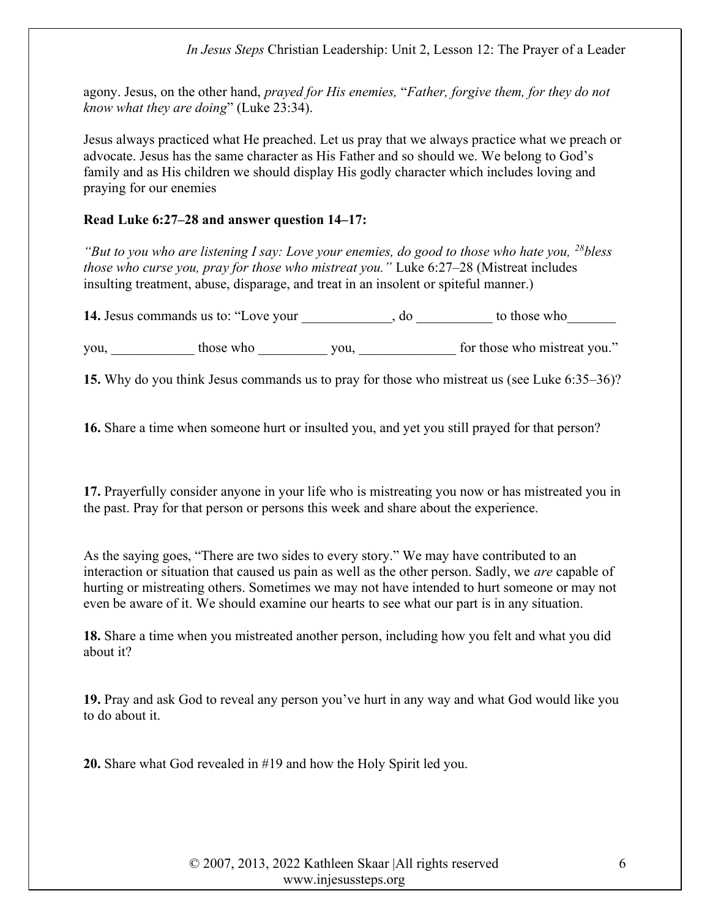agony. Jesus, on the other hand, *prayed for His enemies,* "*Father, forgive them, for they do not know what they are doing*" (Luke 23:34).

Jesus always practiced what He preached. Let us pray that we always practice what we preach or advocate. Jesus has the same character as His Father and so should we. We belong to God's family and as His children we should display His godly character which includes loving and praying for our enemies

**Read Luke 6:27–28 and answer question 14–17:**

*"But to you who are listening I say: Love your enemies, do good to those who hate you, [28]bless those who curse you, pray for those who mistreat you."* Luke 6:27–28 (Mistreat includes insulting treatment, abuse, disparage, and treat in an insolent or spiteful manner.)

**14.** Jesus commands us to: "Love your _____________, do ___________ to those who_______ you, ____________ those who __________ you, ______________ for those who mistreat you."

**15.** Why do you think Jesus commands us to pray for those who mistreat us (see Luke 6:35–36)?

**16.** Share a time when someone hurt or insulted you, and yet you still prayed for that person?

**17.** Prayerfully consider anyone in your life who is mistreating you now or has mistreated you in the past. Pray for that person or persons this week and share about the experience.

As the saying goes, "There are two sides to every story." We may have contributed to an interaction or situation that caused us pain as well as the other person. Sadly, we *are* capable of hurting or mistreating others. Sometimes we may not have intended to hurt someone or may not even be aware of it. We should examine our hearts to see what our part is in any situation.

**18.** Share a time when you mistreated another person, including how you felt and what you did about it?

**19.** Pray and ask God to reveal any person you've hurt in any way and what God would like you to do about it.

**20.** Share what God revealed in #19 and how the Holy Spirit led you.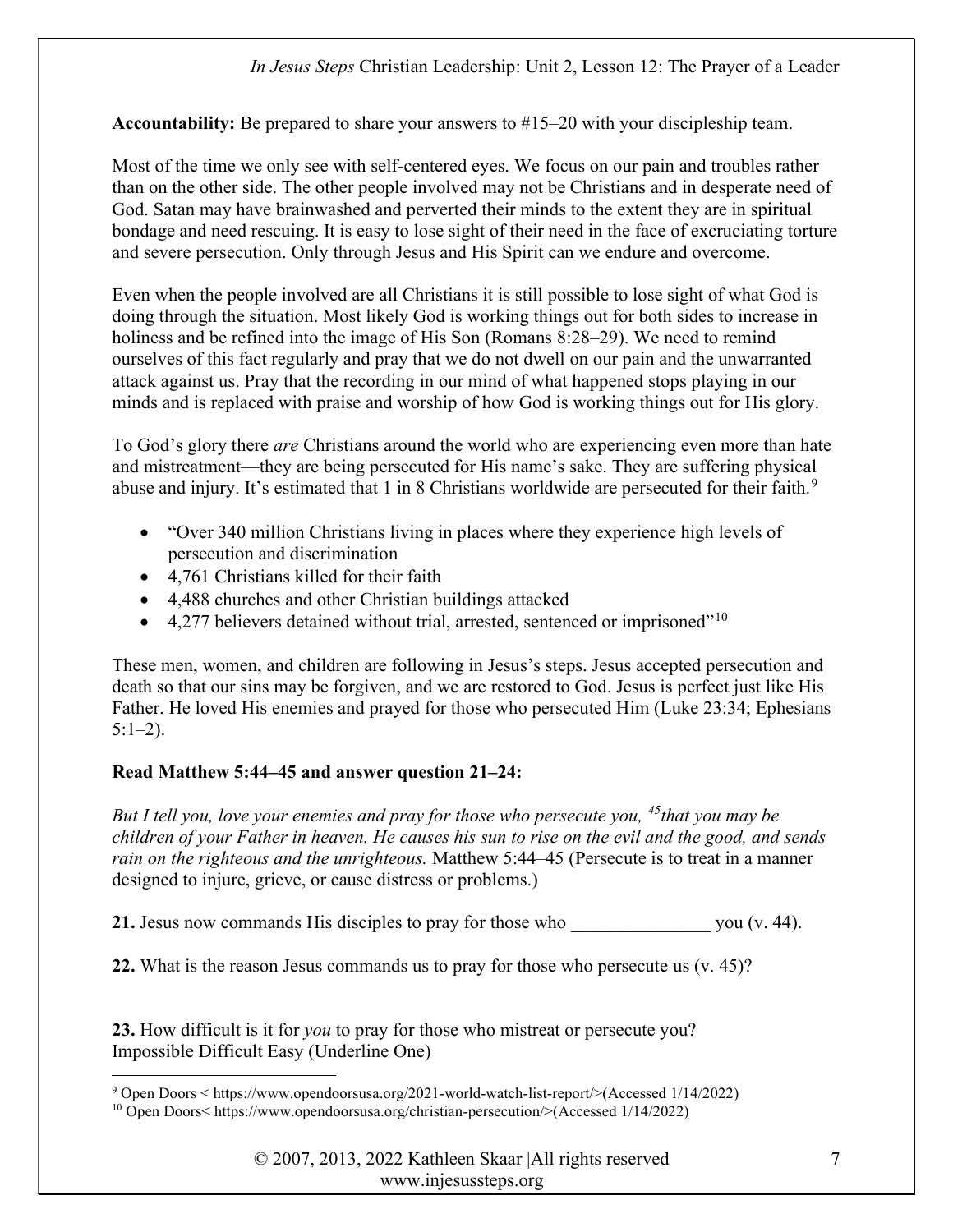**Accountability:** Be prepared to share your answers to #15–20 with your discipleship team.

Most of the time we only see with self-centered eyes. We focus on our pain and troubles rather than on the other side. The other people involved may not be Christians and in desperate need of God. Satan may have brainwashed and perverted their minds to the extent they are in spiritual bondage and need rescuing. It is easy to lose sight of their need in the face of excruciating torture and severe persecution. Only through Jesus and His Spirit can we endure and overcome.

Even when the people involved are all Christians it is still possible to lose sight of what God is doing through the situation. Most likely God is working things out for both sides to increase in holiness and be refined into the image of His Son (Romans 8:28–29). We need to remind ourselves of this fact regularly and pray that we do not dwell on our pain and the unwarranted attack against us. Pray that the recording in our mind of what happened stops playing in our minds and is replaced with praise and worship of how God is working things out for His glory.

To God's glory there *are* Christians around the world who are experiencing even more than hate and mistreatment—they are being persecuted for His name's sake. They are suffering physical abuse and injury. It's estimated that 1 in 8 Christians worldwide are persecuted for their faith.[9]

- "Over 340 million Christians living in places where they experience high levels of persecution and discrimination
- 4,761 Christians killed for their faith
- 4,488 churches and other Christian buildings attacked
- 4,277 believers detained without trial, arrested, sentenced or imprisoned"[10]

These men, women, and children are following in Jesus's steps. Jesus accepted persecution and death so that our sins may be forgiven, and we are restored to God. Jesus is perfect just like His Father. He loved His enemies and prayed for those who persecuted Him (Luke 23:34; Ephesians 5:1–2).

**Read Matthew 5:44–45 and answer question 21–24:**

*But I tell you, love your enemies and pray for those who persecute you, [45]that you may be children of your Father in heaven. He causes his sun to rise on the evil and the good, and sends rain on the righteous and the unrighteous.* Matthew 5:44–45 (Persecute is to treat in a manner designed to injure, grieve, or cause distress or problems.)

**21.** Jesus now commands His disciples to pray for those who _______________ you (v. 44).

**22.** What is the reason Jesus commands us to pray for those who persecute us (v. 45)?

**23.** How difficult is it for *you* to pray for those who mistreat or persecute you?
Impossible Difficult Easy (Underline One)

---

[9] Open Doors < https://www.opendoorsusa.org/2021-world-watch-list-report/>(Accessed 1/14/2022)

[10] Open Doors< https://www.opendoorsusa.org/christian-persecution/>(Accessed 1/14/2022)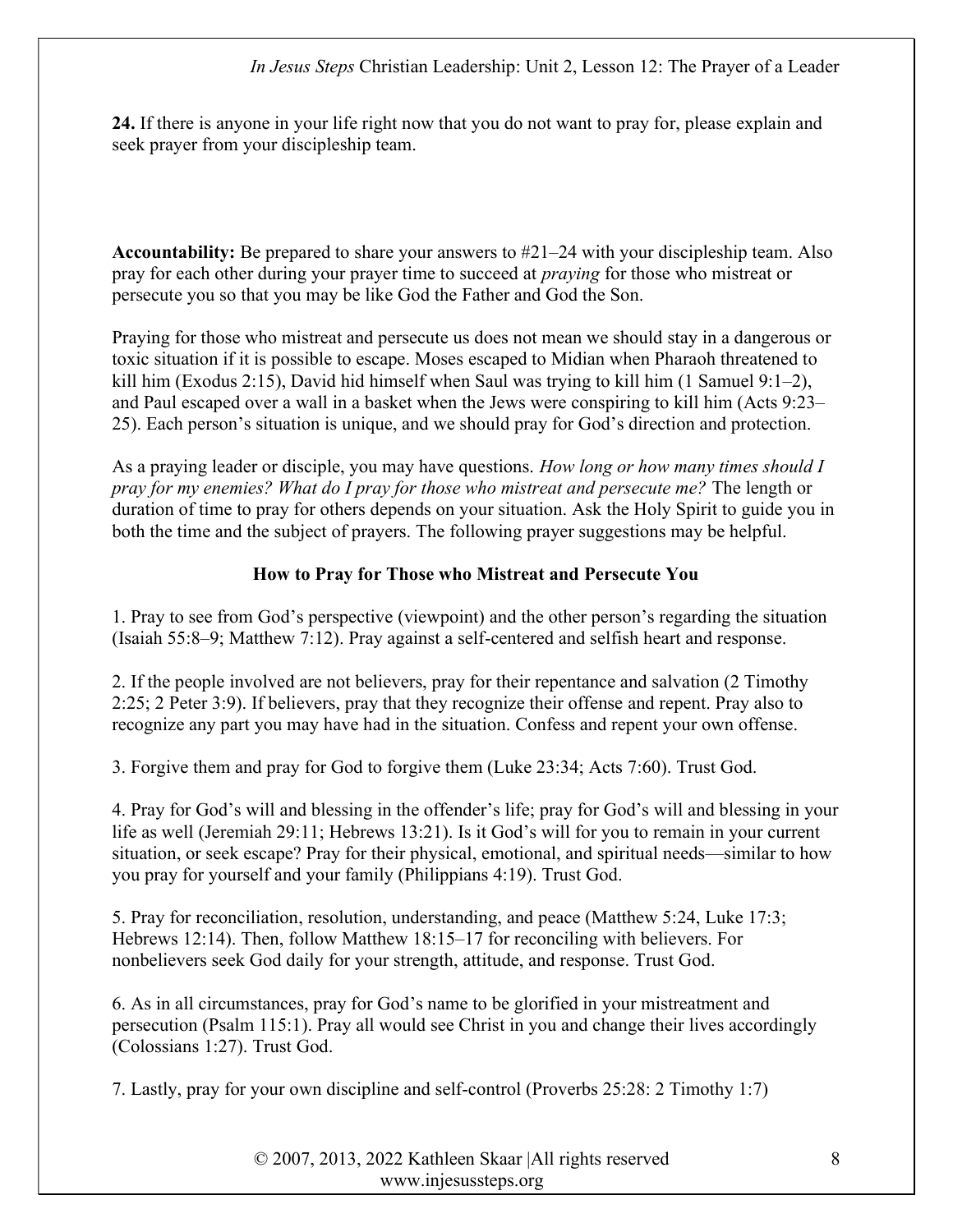**24.** If there is anyone in your life right now that you do not want to pray for, please explain and seek prayer from your discipleship team.

**Accountability:** Be prepared to share your answers to #21–24 with your discipleship team. Also pray for each other during your prayer time to succeed at *praying* for those who mistreat or persecute you so that you may be like God the Father and God the Son.

Praying for those who mistreat and persecute us does not mean we should stay in a dangerous or toxic situation if it is possible to escape. Moses escaped to Midian when Pharaoh threatened to kill him (Exodus 2:15), David hid himself when Saul was trying to kill him (1 Samuel 9:1–2), and Paul escaped over a wall in a basket when the Jews were conspiring to kill him (Acts 9:23–25). Each person's situation is unique, and we should pray for God's direction and protection.

As a praying leader or disciple, you may have questions. *How long or how many times should I pray for my enemies? What do I pray for those who mistreat and persecute me?* The length or duration of time to pray for others depends on your situation. Ask the Holy Spirit to guide you in both the time and the subject of prayers. The following prayer suggestions may be helpful.

**How to Pray for Those who Mistreat and Persecute You**

1. Pray to see from God's perspective (viewpoint) and the other person's regarding the situation (Isaiah 55:8–9; Matthew 7:12). Pray against a self-centered and selfish heart and response.

2. If the people involved are not believers, pray for their repentance and salvation (2 Timothy 2:25; 2 Peter 3:9). If believers, pray that they recognize their offense and repent. Pray also to recognize any part you may have had in the situation. Confess and repent your own offense.

3. Forgive them and pray for God to forgive them (Luke 23:34; Acts 7:60). Trust God.

4. Pray for God's will and blessing in the offender's life; pray for God's will and blessing in your life as well (Jeremiah 29:11; Hebrews 13:21). Is it God's will for you to remain in your current situation, or seek escape? Pray for their physical, emotional, and spiritual needs—similar to how you pray for yourself and your family (Philippians 4:19). Trust God.

5. Pray for reconciliation, resolution, understanding, and peace (Matthew 5:24, Luke 17:3; Hebrews 12:14). Then, follow Matthew 18:15–17 for reconciling with believers. For nonbelievers seek God daily for your strength, attitude, and response. Trust God.

6. As in all circumstances, pray for God's name to be glorified in your mistreatment and persecution (Psalm 115:1). Pray all would see Christ in you and change their lives accordingly (Colossians 1:27). Trust God.

7. Lastly, pray for your own discipline and self-control (Proverbs 25:28: 2 Timothy 1:7)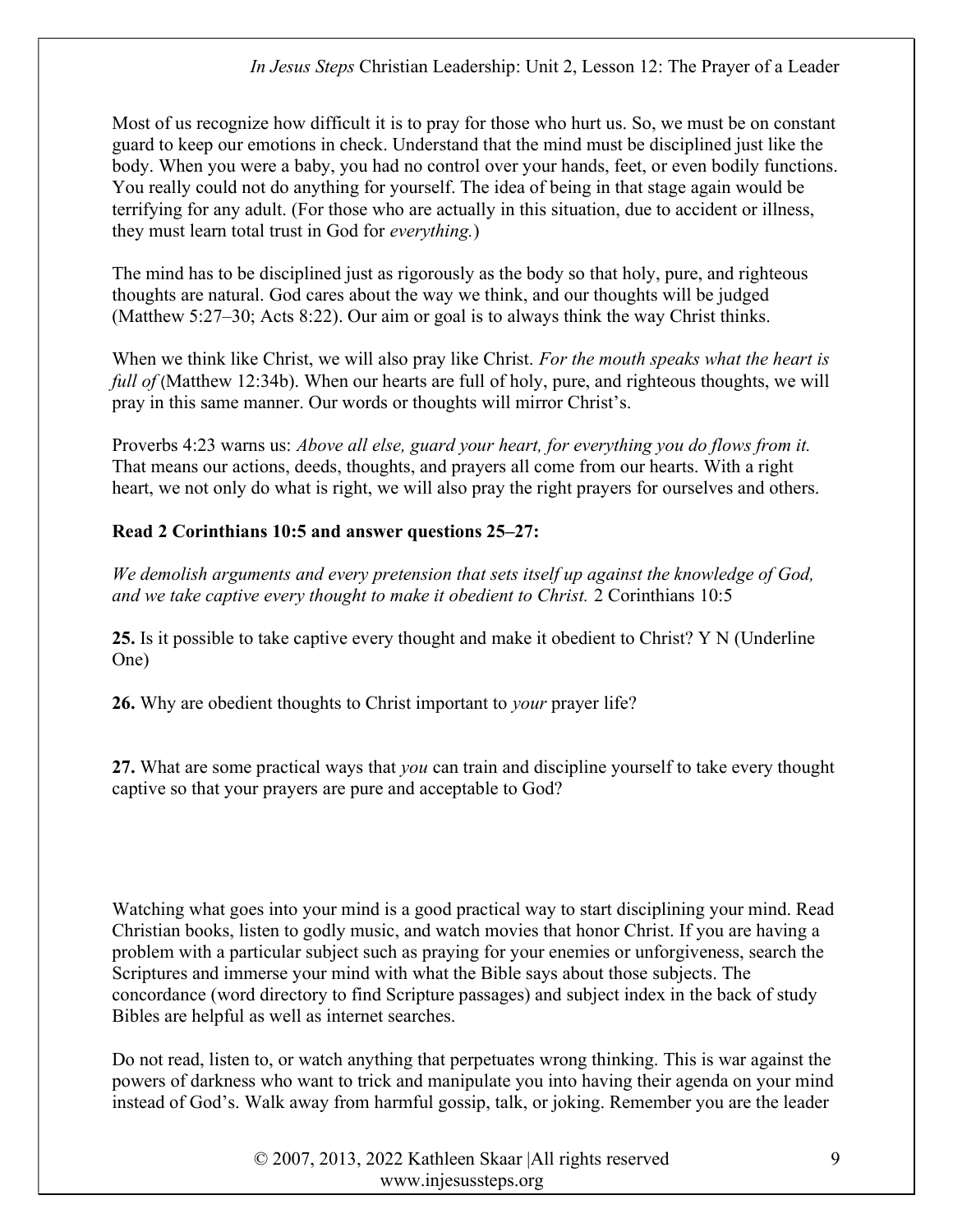Most of us recognize how difficult it is to pray for those who hurt us. So, we must be on constant guard to keep our emotions in check. Understand that the mind must be disciplined just like the body. When you were a baby, you had no control over your hands, feet, or even bodily functions. You really could not do anything for yourself. The idea of being in that stage again would be terrifying for any adult. (For those who are actually in this situation, due to accident or illness, they must learn total trust in God for *everything.*)

The mind has to be disciplined just as rigorously as the body so that holy, pure, and righteous thoughts are natural. God cares about the way we think, and our thoughts will be judged (Matthew 5:27–30; Acts 8:22). Our aim or goal is to always think the way Christ thinks.

When we think like Christ, we will also pray like Christ. *For the mouth speaks what the heart is full of* (Matthew 12:34b). When our hearts are full of holy, pure, and righteous thoughts, we will pray in this same manner. Our words or thoughts will mirror Christ's.

Proverbs 4:23 warns us: *Above all else, guard your heart, for everything you do flows from it.* That means our actions, deeds, thoughts, and prayers all come from our hearts. With a right heart, we not only do what is right, we will also pray the right prayers for ourselves and others.

**Read 2 Corinthians 10:5 and answer questions 25–27:**

*We demolish arguments and every pretension that sets itself up against the knowledge of God, and we take captive every thought to make it obedient to Christ.* 2 Corinthians 10:5

**25.** Is it possible to take captive every thought and make it obedient to Christ? Y N (Underline One)

**26.** Why are obedient thoughts to Christ important to *your* prayer life?

**27.** What are some practical ways that *you* can train and discipline yourself to take every thought captive so that your prayers are pure and acceptable to God?

Watching what goes into your mind is a good practical way to start disciplining your mind. Read Christian books, listen to godly music, and watch movies that honor Christ. If you are having a problem with a particular subject such as praying for your enemies or unforgiveness, search the Scriptures and immerse your mind with what the Bible says about those subjects. The concordance (word directory to find Scripture passages) and subject index in the back of study Bibles are helpful as well as internet searches.

Do not read, listen to, or watch anything that perpetuates wrong thinking. This is war against the powers of darkness who want to trick and manipulate you into having their agenda on your mind instead of God's. Walk away from harmful gossip, talk, or joking. Remember you are the leader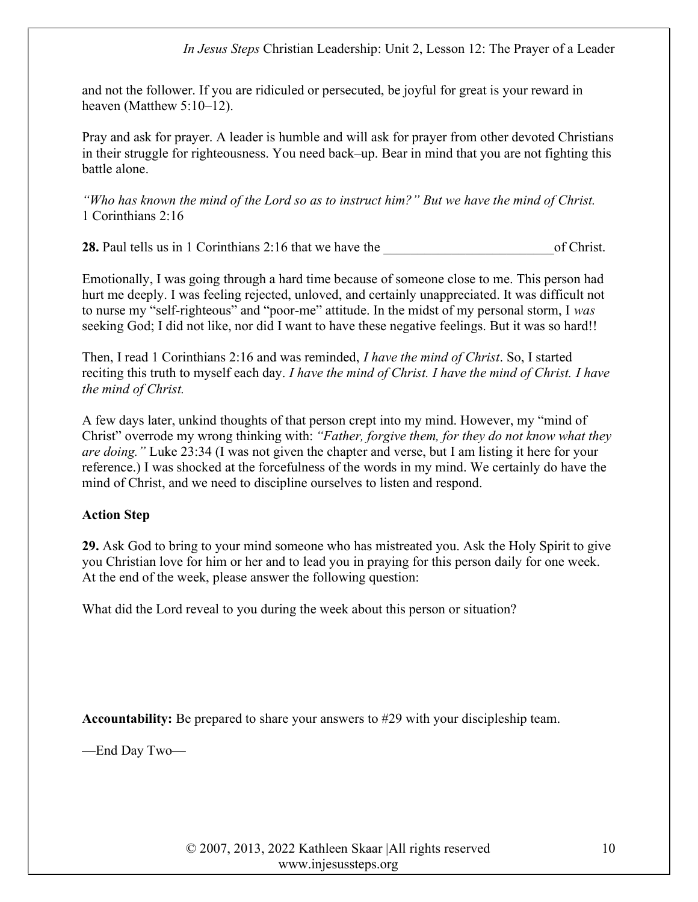and not the follower. If you are ridiculed or persecuted, be joyful for great is your reward in heaven (Matthew 5:10–12).

Pray and ask for prayer. A leader is humble and will ask for prayer from other devoted Christians in their struggle for righteousness. You need back–up. Bear in mind that you are not fighting this battle alone.

*"Who has known the mind of the Lord so as to instruct him?" But we have the mind of Christ.* 1 Corinthians 2:16

**28.** Paul tells us in 1 Corinthians 2:16 that we have the _________________________of Christ.

Emotionally, I was going through a hard time because of someone close to me. This person had hurt me deeply. I was feeling rejected, unloved, and certainly unappreciated. It was difficult not to nurse my "self-righteous" and "poor-me" attitude. In the midst of my personal storm, I *was* seeking God; I did not like, nor did I want to have these negative feelings. But it was so hard!!

Then, I read 1 Corinthians 2:16 and was reminded, *I have the mind of Christ*. So, I started reciting this truth to myself each day. *I have the mind of Christ. I have the mind of Christ. I have the mind of Christ.*

A few days later, unkind thoughts of that person crept into my mind. However, my "mind of Christ" overrode my wrong thinking with: *"Father, forgive them, for they do not know what they are doing."* Luke 23:34 (I was not given the chapter and verse, but I am listing it here for your reference.) I was shocked at the forcefulness of the words in my mind. We certainly do have the mind of Christ, and we need to discipline ourselves to listen and respond.

**Action Step**

**29.** Ask God to bring to your mind someone who has mistreated you. Ask the Holy Spirit to give you Christian love for him or her and to lead you in praying for this person daily for one week. At the end of the week, please answer the following question:

What did the Lord reveal to you during the week about this person or situation?

**Accountability:** Be prepared to share your answers to #29 with your discipleship team.

—End Day Two—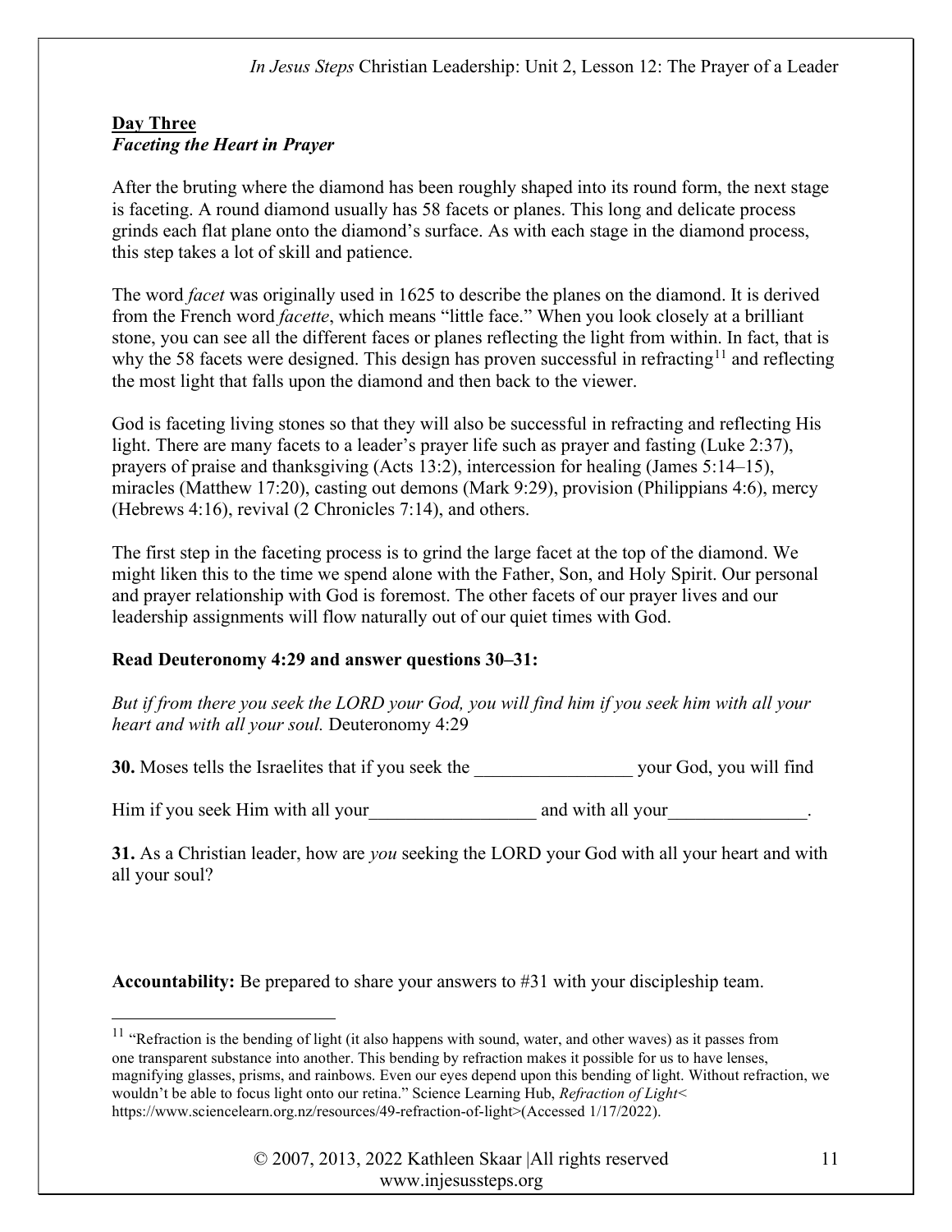## Day Three

### *Faceting the Heart in Prayer*

After the bruting where the diamond has been roughly shaped into its round form, the next stage is faceting. A round diamond usually has 58 facets or planes. This long and delicate process grinds each flat plane onto the diamond's surface. As with each stage in the diamond process, this step takes a lot of skill and patience.

The word *facet* was originally used in 1625 to describe the planes on the diamond. It is derived from the French word *facette*, which means "little face." When you look closely at a brilliant stone, you can see all the different faces or planes reflecting the light from within. In fact, that is why the 58 facets were designed. This design has proven successful in refracting[11] and reflecting the most light that falls upon the diamond and then back to the viewer.

God is faceting living stones so that they will also be successful in refracting and reflecting His light. There are many facets to a leader's prayer life such as prayer and fasting (Luke 2:37), prayers of praise and thanksgiving (Acts 13:2), intercession for healing (James 5:14–15), miracles (Matthew 17:20), casting out demons (Mark 9:29), provision (Philippians 4:6), mercy (Hebrews 4:16), revival (2 Chronicles 7:14), and others.

The first step in the faceting process is to grind the large facet at the top of the diamond. We might liken this to the time we spend alone with the Father, Son, and Holy Spirit. Our personal and prayer relationship with God is foremost. The other facets of our prayer lives and our leadership assignments will flow naturally out of our quiet times with God.

**Read Deuteronomy 4:29 and answer questions 30–31:**

*But if from there you seek the LORD your God, you will find him if you seek him with all your heart and with all your soul.* Deuteronomy 4:29

**30.** Moses tells the Israelites that if you seek the _________________ your God, you will find Him if you seek Him with all your__________________ and with all your_______________.

**31.** As a Christian leader, how are *you* seeking the LORD your God with all your heart and with all your soul?

**Accountability:** Be prepared to share your answers to #31 with your discipleship team.

---

[11] "Refraction is the bending of light (it also happens with sound, water, and other waves) as it passes from one transparent substance into another. This bending by refraction makes it possible for us to have lenses, magnifying glasses, prisms, and rainbows. Even our eyes depend upon this bending of light. Without refraction, we wouldn't be able to focus light onto our retina." Science Learning Hub, *Refraction of Light*< https://www.sciencelearn.org.nz/resources/49-refraction-of-light>(Accessed 1/17/2022).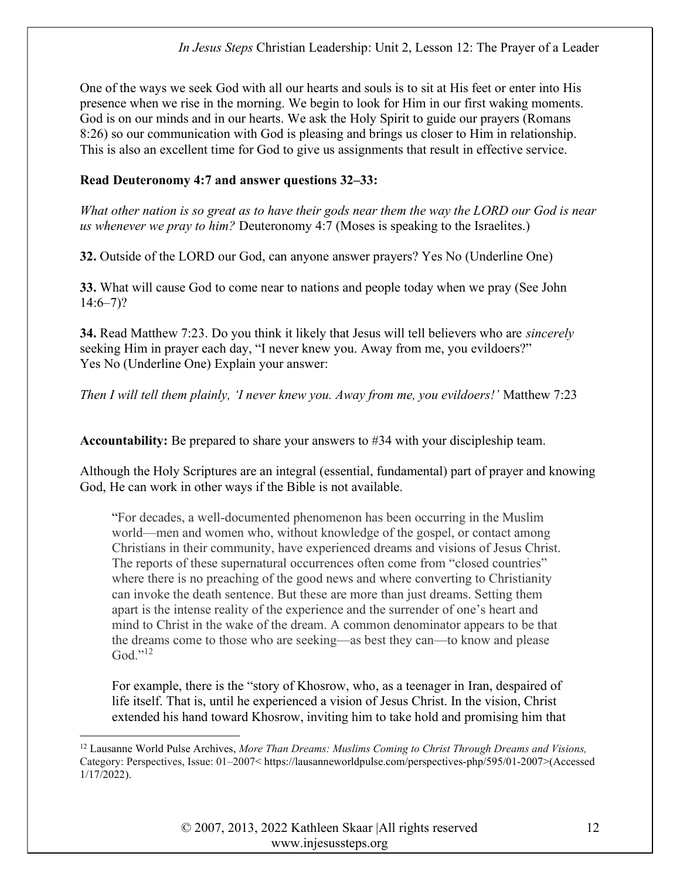One of the ways we seek God with all our hearts and souls is to sit at His feet or enter into His presence when we rise in the morning. We begin to look for Him in our first waking moments. God is on our minds and in our hearts. We ask the Holy Spirit to guide our prayers (Romans 8:26) so our communication with God is pleasing and brings us closer to Him in relationship. This is also an excellent time for God to give us assignments that result in effective service.

**Read Deuteronomy 4:7 and answer questions 32–33:**

*What other nation is so great as to have their gods near them the way the LORD our God is near us whenever we pray to him?* Deuteronomy 4:7 (Moses is speaking to the Israelites.)

**32.** Outside of the LORD our God, can anyone answer prayers? Yes No (Underline One)

**33.** What will cause God to come near to nations and people today when we pray (See John 14:6–7)?

**34.** Read Matthew 7:23. Do you think it likely that Jesus will tell believers who are *sincerely* seeking Him in prayer each day, "I never knew you. Away from me, you evildoers?" Yes No (Underline One) Explain your answer:

*Then I will tell them plainly, 'I never knew you. Away from me, you evildoers!'* Matthew 7:23

**Accountability:** Be prepared to share your answers to #34 with your discipleship team.

Although the Holy Scriptures are an integral (essential, fundamental) part of prayer and knowing God, He can work in other ways if the Bible is not available.

> "For decades, a well-documented phenomenon has been occurring in the Muslim world—men and women who, without knowledge of the gospel, or contact among Christians in their community, have experienced dreams and visions of Jesus Christ. The reports of these supernatural occurrences often come from "closed countries" where there is no preaching of the good news and where converting to Christianity can invoke the death sentence. But these are more than just dreams. Setting them apart is the intense reality of the experience and the surrender of one's heart and mind to Christ in the wake of the dream. A common denominator appears to be that the dreams come to those who are seeking—as best they can—to know and please God."[12]
>
> For example, there is the "story of Khosrow, who, as a teenager in Iran, despaired of life itself. That is, until he experienced a vision of Jesus Christ. In the vision, Christ extended his hand toward Khosrow, inviting him to take hold and promising him that

[12] Lausanne World Pulse Archives, *More Than Dreams: Muslims Coming to Christ Through Dreams and Visions,* Category: Perspectives, Issue: 01–2007< https://lausanneworldpulse.com/perspectives-php/595/01-2007>(Accessed 1/17/2022).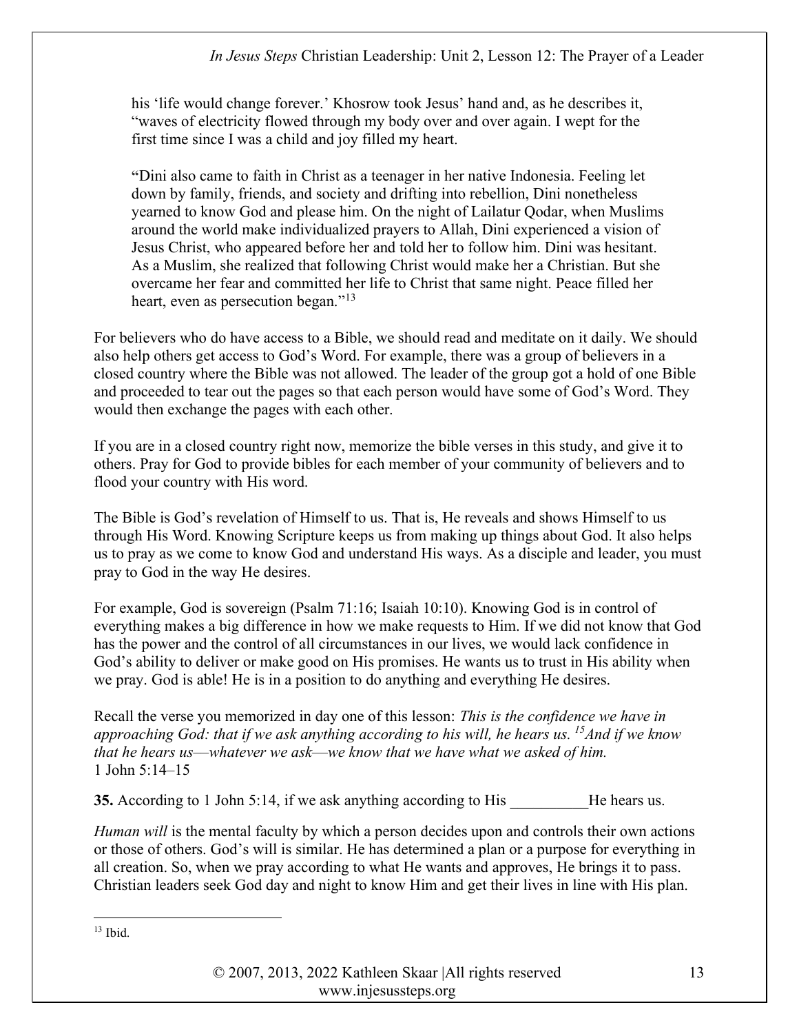his 'life would change forever.' Khosrow took Jesus' hand and, as he describes it, "waves of electricity flowed through my body over and over again. I wept for the first time since I was a child and joy filled my heart.

"Dini also came to faith in Christ as a teenager in her native Indonesia. Feeling let down by family, friends, and society and drifting into rebellion, Dini nonetheless yearned to know God and please him. On the night of Lailatur Qodar, when Muslims around the world make individualized prayers to Allah, Dini experienced a vision of Jesus Christ, who appeared before her and told her to follow him. Dini was hesitant. As a Muslim, she realized that following Christ would make her a Christian. But she overcame her fear and committed her life to Christ that same night. Peace filled her heart, even as persecution began."[13]

For believers who do have access to a Bible, we should read and meditate on it daily. We should also help others get access to God's Word. For example, there was a group of believers in a closed country where the Bible was not allowed. The leader of the group got a hold of one Bible and proceeded to tear out the pages so that each person would have some of God's Word. They would then exchange the pages with each other.

If you are in a closed country right now, memorize the bible verses in this study, and give it to others. Pray for God to provide bibles for each member of your community of believers and to flood your country with His word.

The Bible is God's revelation of Himself to us. That is, He reveals and shows Himself to us through His Word. Knowing Scripture keeps us from making up things about God. It also helps us to pray as we come to know God and understand His ways. As a disciple and leader, you must pray to God in the way He desires.

For example, God is sovereign (Psalm 71:16; Isaiah 10:10). Knowing God is in control of everything makes a big difference in how we make requests to Him. If we did not know that God has the power and the control of all circumstances in our lives, we would lack confidence in God's ability to deliver or make good on His promises. He wants us to trust in His ability when we pray. God is able! He is in a position to do anything and everything He desires.

Recall the verse you memorized in day one of this lesson: *This is the confidence we have in approaching God: that if we ask anything according to his will, he hears us. [15]And if we know that he hears us—whatever we ask—we know that we have what we asked of him.* 1 John 5:14–15

**35.** According to 1 John 5:14, if we ask anything according to His __________He hears us.

*Human will* is the mental faculty by which a person decides upon and controls their own actions or those of others. God's will is similar. He has determined a plan or a purpose for everything in all creation. So, when we pray according to what He wants and approves, He brings it to pass. Christian leaders seek God day and night to know Him and get their lives in line with His plan.

[13] Ibid.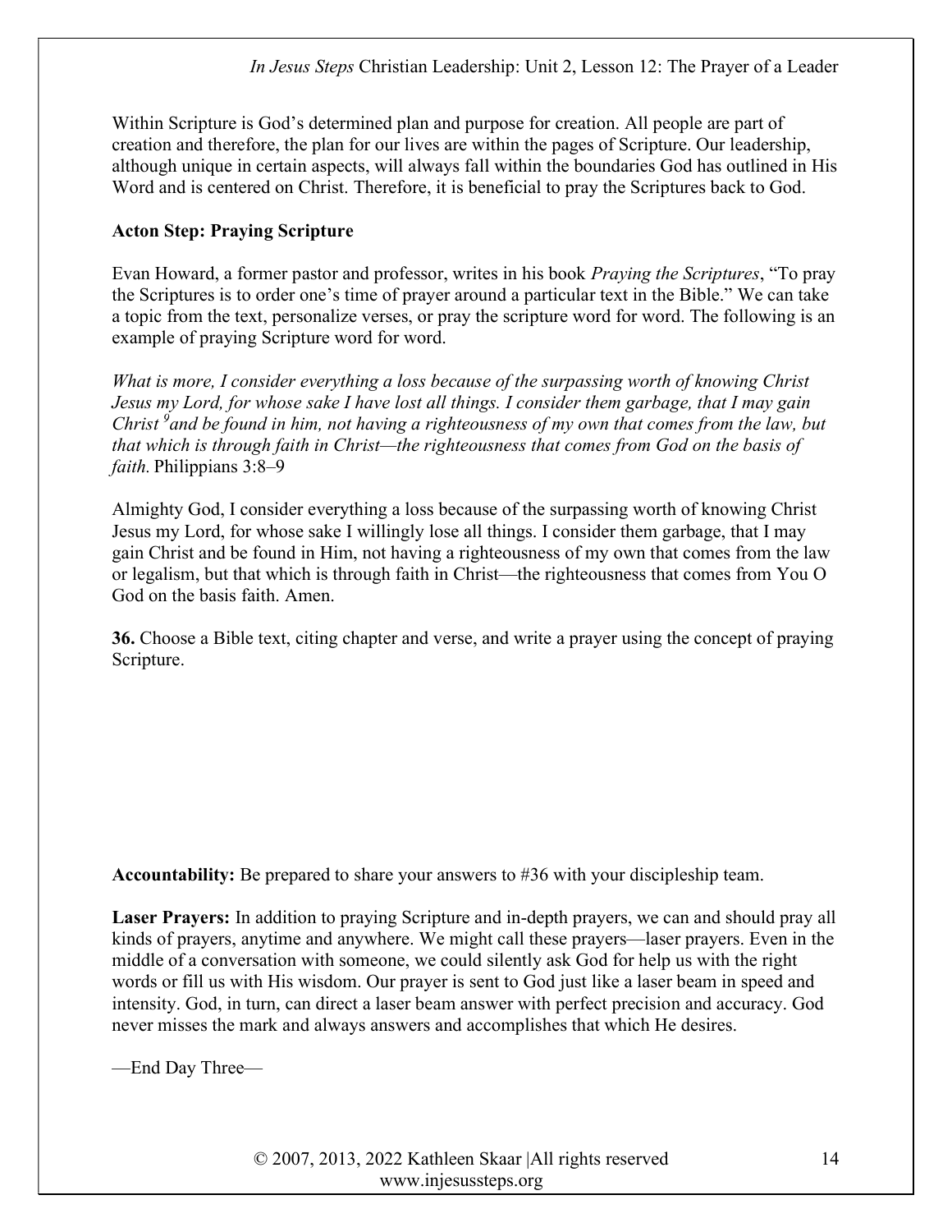Within Scripture is God's determined plan and purpose for creation. All people are part of creation and therefore, the plan for our lives are within the pages of Scripture. Our leadership, although unique in certain aspects, will always fall within the boundaries God has outlined in His Word and is centered on Christ. Therefore, it is beneficial to pray the Scriptures back to God.

**Acton Step: Praying Scripture**

Evan Howard, a former pastor and professor, writes in his book *Praying the Scriptures*, "To pray the Scriptures is to order one's time of prayer around a particular text in the Bible." We can take a topic from the text, personalize verses, or pray the scripture word for word. The following is an example of praying Scripture word for word.

*What is more, I consider everything a loss because of the surpassing worth of knowing Christ Jesus my Lord, for whose sake I have lost all things. I consider them garbage, that I may gain Christ [9]and be found in him, not having a righteousness of my own that comes from the law, but that which is through faith in Christ—the righteousness that comes from God on the basis of faith.* Philippians 3:8–9

Almighty God, I consider everything a loss because of the surpassing worth of knowing Christ Jesus my Lord, for whose sake I willingly lose all things. I consider them garbage, that I may gain Christ and be found in Him, not having a righteousness of my own that comes from the law or legalism, but that which is through faith in Christ—the righteousness that comes from You O God on the basis faith. Amen.

**36.** Choose a Bible text, citing chapter and verse, and write a prayer using the concept of praying Scripture.

**Accountability:** Be prepared to share your answers to #36 with your discipleship team.

**Laser Prayers:** In addition to praying Scripture and in-depth prayers, we can and should pray all kinds of prayers, anytime and anywhere. We might call these prayers—laser prayers. Even in the middle of a conversation with someone, we could silently ask God for help us with the right words or fill us with His wisdom. Our prayer is sent to God just like a laser beam in speed and intensity. God, in turn, can direct a laser beam answer with perfect precision and accuracy. God never misses the mark and always answers and accomplishes that which He desires.

—End Day Three—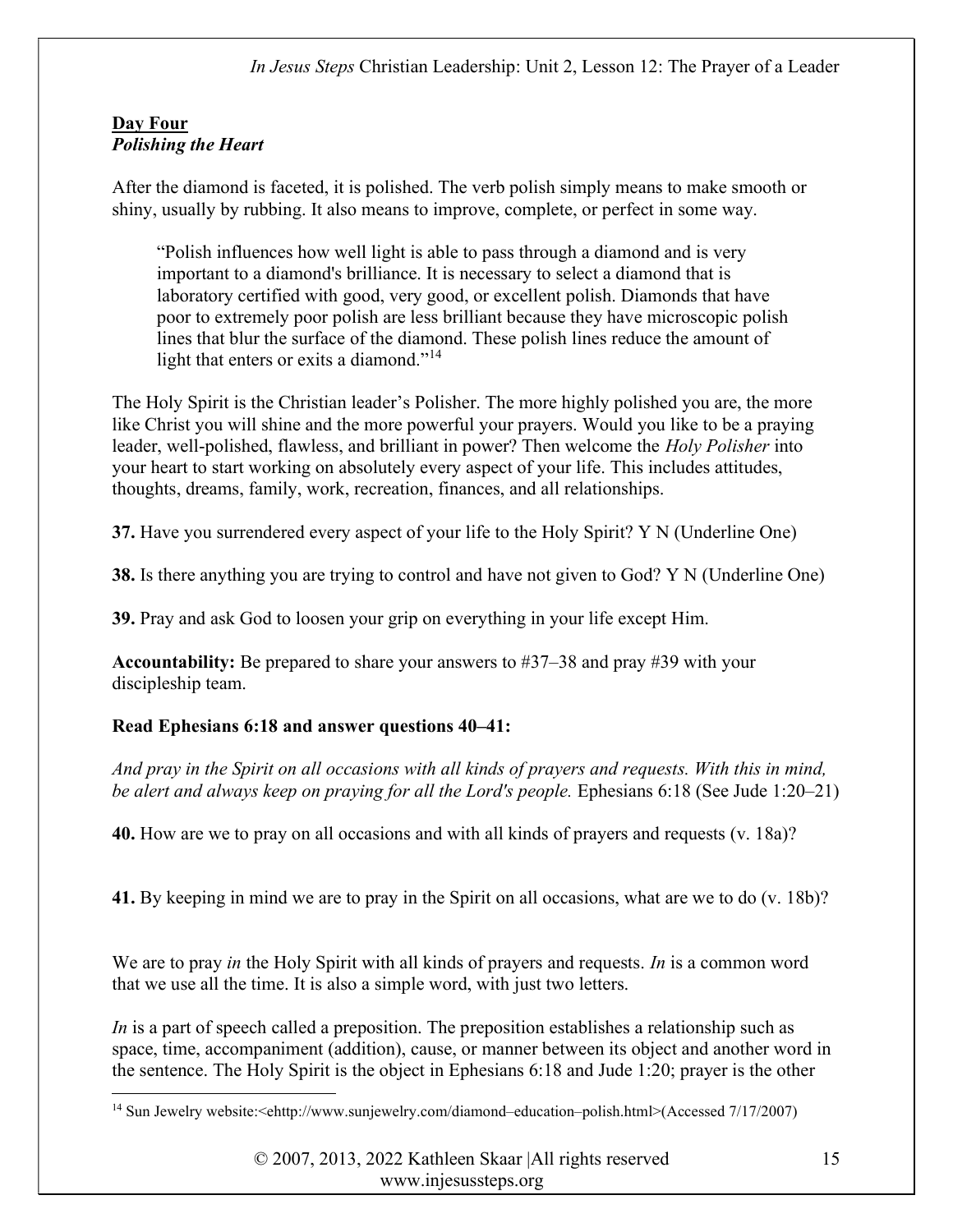**Day Four**

***Polishing the Heart***

After the diamond is faceted, it is polished. The verb polish simply means to make smooth or shiny, usually by rubbing. It also means to improve, complete, or perfect in some way.

> "Polish influences how well light is able to pass through a diamond and is very important to a diamond's brilliance. It is necessary to select a diamond that is laboratory certified with good, very good, or excellent polish. Diamonds that have poor to extremely poor polish are less brilliant because they have microscopic polish lines that blur the surface of the diamond. These polish lines reduce the amount of light that enters or exits a diamond."[14]

The Holy Spirit is the Christian leader's Polisher. The more highly polished you are, the more like Christ you will shine and the more powerful your prayers. Would you like to be a praying leader, well-polished, flawless, and brilliant in power? Then welcome the *Holy Polisher* into your heart to start working on absolutely every aspect of your life. This includes attitudes, thoughts, dreams, family, work, recreation, finances, and all relationships.

**37.** Have you surrendered every aspect of your life to the Holy Spirit? Y N (Underline One)

**38.** Is there anything you are trying to control and have not given to God? Y N (Underline One)

**39.** Pray and ask God to loosen your grip on everything in your life except Him.

**Accountability:** Be prepared to share your answers to #37–38 and pray #39 with your discipleship team.

**Read Ephesians 6:18 and answer questions 40–41:**

*And pray in the Spirit on all occasions with all kinds of prayers and requests. With this in mind, be alert and always keep on praying for all the Lord's people.* Ephesians 6:18 (See Jude 1:20–21)

**40.** How are we to pray on all occasions and with all kinds of prayers and requests (v. 18a)?

**41.** By keeping in mind we are to pray in the Spirit on all occasions, what are we to do (v. 18b)?

We are to pray *in* the Holy Spirit with all kinds of prayers and requests. *In* is a common word that we use all the time. It is also a simple word, with just two letters.

*In* is a part of speech called a preposition. The preposition establishes a relationship such as space, time, accompaniment (addition), cause, or manner between its object and another word in the sentence. The Holy Spirit is the object in Ephesians 6:18 and Jude 1:20; prayer is the other

---

[14] Sun Jewelry website:<ehttp://www.sunjewelry.com/diamond–education–polish.html>(Accessed 7/17/2007)

© 2007, 2013, 2022 Kathleen Skaar |All rights reserved
www.injesussteps.org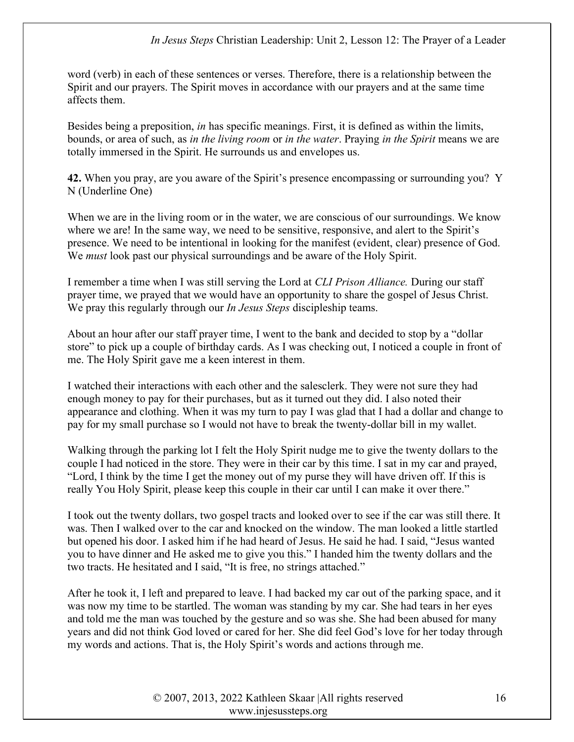word (verb) in each of these sentences or verses. Therefore, there is a relationship between the Spirit and our prayers. The Spirit moves in accordance with our prayers and at the same time affects them.

Besides being a preposition, *in* has specific meanings. First, it is defined as within the limits, bounds, or area of such, as *in the living room* or *in the water*. Praying *in the Spirit* means we are totally immersed in the Spirit. He surrounds us and envelopes us.

**42.** When you pray, are you aware of the Spirit's presence encompassing or surrounding you? Y N (Underline One)

When we are in the living room or in the water, we are conscious of our surroundings. We know where we are! In the same way, we need to be sensitive, responsive, and alert to the Spirit's presence. We need to be intentional in looking for the manifest (evident, clear) presence of God. We *must* look past our physical surroundings and be aware of the Holy Spirit.

I remember a time when I was still serving the Lord at *CLI Prison Alliance.* During our staff prayer time, we prayed that we would have an opportunity to share the gospel of Jesus Christ. We pray this regularly through our *In Jesus Steps* discipleship teams.

About an hour after our staff prayer time, I went to the bank and decided to stop by a "dollar store" to pick up a couple of birthday cards. As I was checking out, I noticed a couple in front of me. The Holy Spirit gave me a keen interest in them.

I watched their interactions with each other and the salesclerk. They were not sure they had enough money to pay for their purchases, but as it turned out they did. I also noted their appearance and clothing. When it was my turn to pay I was glad that I had a dollar and change to pay for my small purchase so I would not have to break the twenty-dollar bill in my wallet.

Walking through the parking lot I felt the Holy Spirit nudge me to give the twenty dollars to the couple I had noticed in the store. They were in their car by this time. I sat in my car and prayed, "Lord, I think by the time I get the money out of my purse they will have driven off. If this is really You Holy Spirit, please keep this couple in their car until I can make it over there."

I took out the twenty dollars, two gospel tracts and looked over to see if the car was still there. It was. Then I walked over to the car and knocked on the window. The man looked a little startled but opened his door. I asked him if he had heard of Jesus. He said he had. I said, "Jesus wanted you to have dinner and He asked me to give you this." I handed him the twenty dollars and the two tracts. He hesitated and I said, "It is free, no strings attached."

After he took it, I left and prepared to leave. I had backed my car out of the parking space, and it was now my time to be startled. The woman was standing by my car. She had tears in her eyes and told me the man was touched by the gesture and so was she. She had been abused for many years and did not think God loved or cared for her. She did feel God's love for her today through my words and actions. That is, the Holy Spirit's words and actions through me.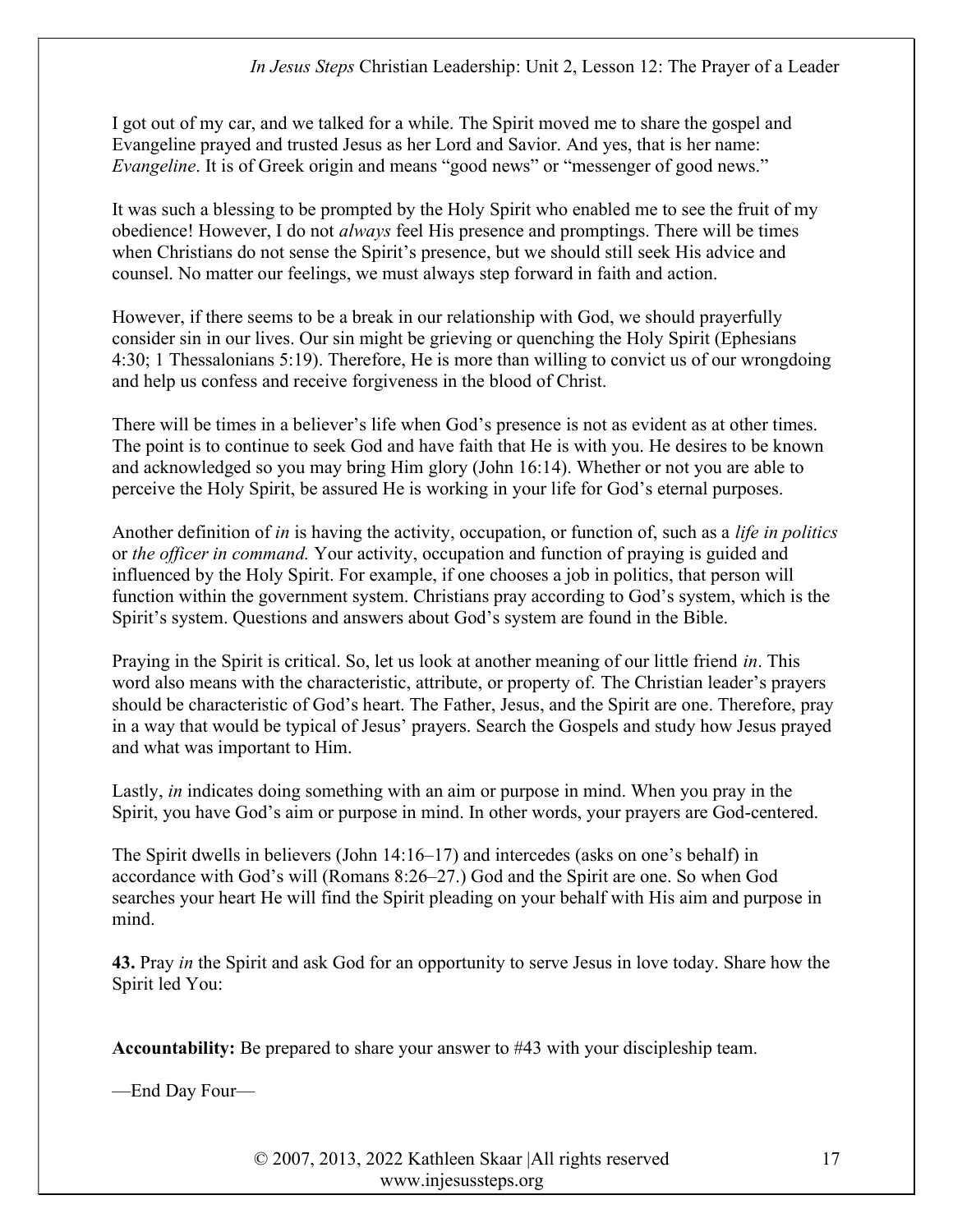I got out of my car, and we talked for a while. The Spirit moved me to share the gospel and Evangeline prayed and trusted Jesus as her Lord and Savior. And yes, that is her name: *Evangeline*. It is of Greek origin and means "good news" or "messenger of good news."

It was such a blessing to be prompted by the Holy Spirit who enabled me to see the fruit of my obedience! However, I do not *always* feel His presence and promptings. There will be times when Christians do not sense the Spirit's presence, but we should still seek His advice and counsel. No matter our feelings, we must always step forward in faith and action.

However, if there seems to be a break in our relationship with God, we should prayerfully consider sin in our lives. Our sin might be grieving or quenching the Holy Spirit (Ephesians 4:30; 1 Thessalonians 5:19). Therefore, He is more than willing to convict us of our wrongdoing and help us confess and receive forgiveness in the blood of Christ.

There will be times in a believer's life when God's presence is not as evident as at other times. The point is to continue to seek God and have faith that He is with you. He desires to be known and acknowledged so you may bring Him glory (John 16:14). Whether or not you are able to perceive the Holy Spirit, be assured He is working in your life for God's eternal purposes.

Another definition of *in* is having the activity, occupation, or function of, such as a *life in politics* or *the officer in command.* Your activity, occupation and function of praying is guided and influenced by the Holy Spirit. For example, if one chooses a job in politics, that person will function within the government system. Christians pray according to God's system, which is the Spirit's system. Questions and answers about God's system are found in the Bible.

Praying in the Spirit is critical. So, let us look at another meaning of our little friend *in*. This word also means with the characteristic, attribute, or property of. The Christian leader's prayers should be characteristic of God's heart. The Father, Jesus, and the Spirit are one. Therefore, pray in a way that would be typical of Jesus' prayers. Search the Gospels and study how Jesus prayed and what was important to Him.

Lastly, *in* indicates doing something with an aim or purpose in mind. When you pray in the Spirit, you have God's aim or purpose in mind. In other words, your prayers are God-centered.

The Spirit dwells in believers (John 14:16–17) and intercedes (asks on one's behalf) in accordance with God's will (Romans 8:26–27.) God and the Spirit are one. So when God searches your heart He will find the Spirit pleading on your behalf with His aim and purpose in mind.

**43.** Pray *in* the Spirit and ask God for an opportunity to serve Jesus in love today. Share how the Spirit led You:

**Accountability:** Be prepared to share your answer to #43 with your discipleship team.

—End Day Four—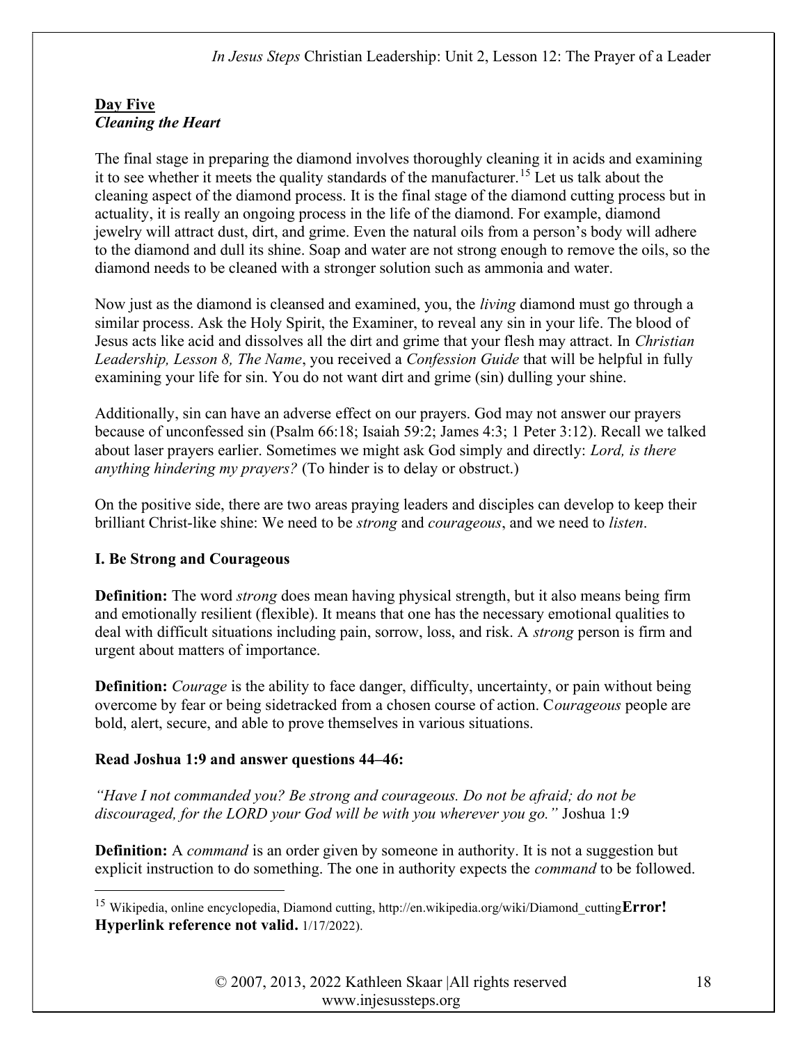**Day Five**
***Cleaning the Heart***

The final stage in preparing the diamond involves thoroughly cleaning it in acids and examining it to see whether it meets the quality standards of the manufacturer.[15] Let us talk about the cleaning aspect of the diamond process. It is the final stage of the diamond cutting process but in actuality, it is really an ongoing process in the life of the diamond. For example, diamond jewelry will attract dust, dirt, and grime. Even the natural oils from a person's body will adhere to the diamond and dull its shine. Soap and water are not strong enough to remove the oils, so the diamond needs to be cleaned with a stronger solution such as ammonia and water.

Now just as the diamond is cleansed and examined, you, the *living* diamond must go through a similar process. Ask the Holy Spirit, the Examiner, to reveal any sin in your life. The blood of Jesus acts like acid and dissolves all the dirt and grime that your flesh may attract. In *Christian Leadership, Lesson 8, The Name*, you received a *Confession Guide* that will be helpful in fully examining your life for sin. You do not want dirt and grime (sin) dulling your shine.

Additionally, sin can have an adverse effect on our prayers. God may not answer our prayers because of unconfessed sin (Psalm 66:18; Isaiah 59:2; James 4:3; 1 Peter 3:12). Recall we talked about laser prayers earlier. Sometimes we might ask God simply and directly: *Lord, is there anything hindering my prayers?* (To hinder is to delay or obstruct.)

On the positive side, there are two areas praying leaders and disciples can develop to keep their brilliant Christ-like shine: We need to be *strong* and *courageous*, and we need to *listen*.

**I. Be Strong and Courageous**

**Definition:** The word *strong* does mean having physical strength, but it also means being firm and emotionally resilient (flexible). It means that one has the necessary emotional qualities to deal with difficult situations including pain, sorrow, loss, and risk. A *strong* person is firm and urgent about matters of importance.

**Definition:** *Courage* is the ability to face danger, difficulty, uncertainty, or pain without being overcome by fear or being sidetracked from a chosen course of action. C*ourageous* people are bold, alert, secure, and able to prove themselves in various situations.

**Read Joshua 1:9 and answer questions 44–46:**

*"Have I not commanded you? Be strong and courageous. Do not be afraid; do not be discouraged, for the LORD your God will be with you wherever you go."* Joshua 1:9

**Definition:** A *command* is an order given by someone in authority. It is not a suggestion but explicit instruction to do something. The one in authority expects the *command* to be followed.

---

[15] Wikipedia, online encyclopedia, Diamond cutting, http://en.wikipedia.org/wiki/Diamond_cutting**Error! Hyperlink reference not valid.** 1/17/2022).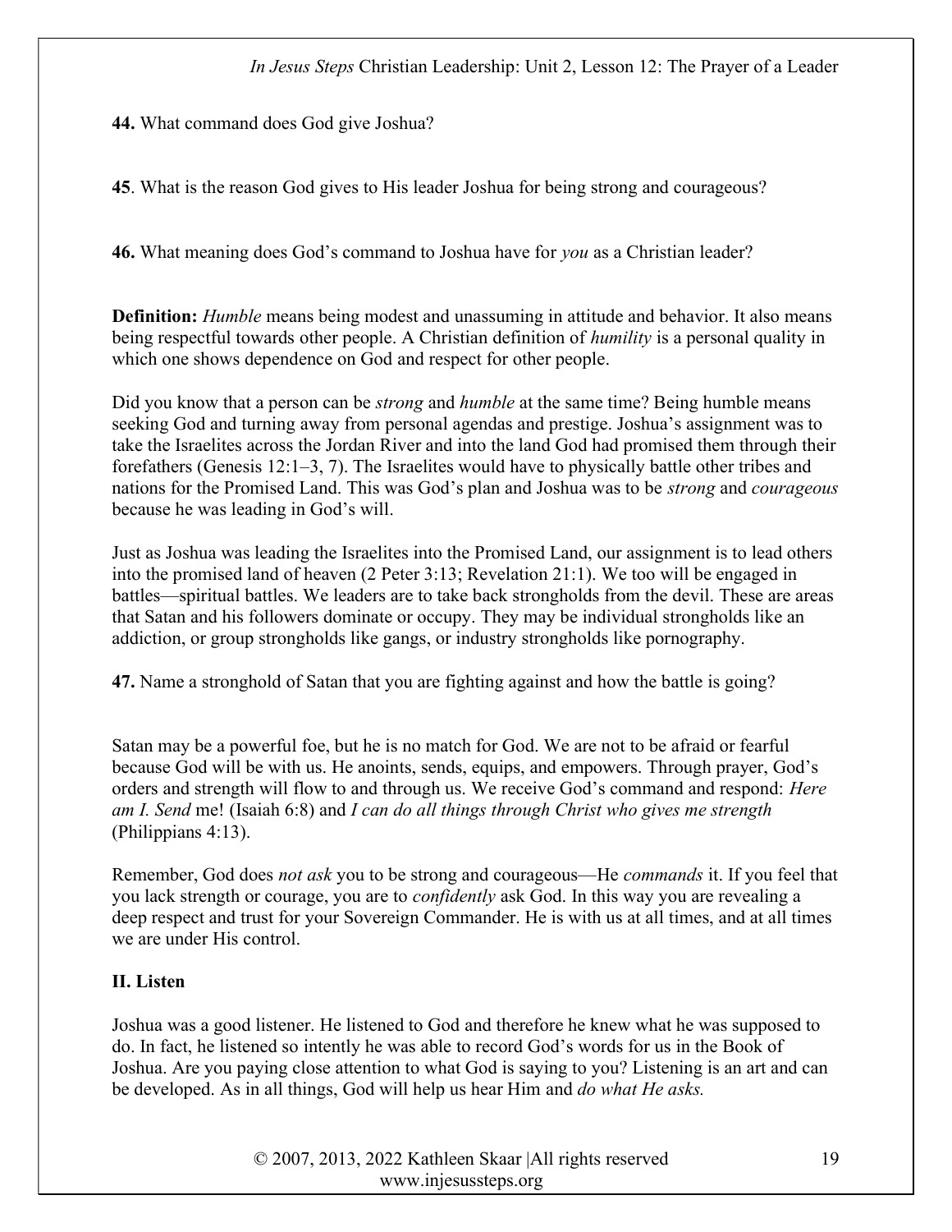**44.** What command does God give Joshua?

**45**. What is the reason God gives to His leader Joshua for being strong and courageous?

**46.** What meaning does God's command to Joshua have for *you* as a Christian leader?

**Definition:** *Humble* means being modest and unassuming in attitude and behavior. It also means being respectful towards other people. A Christian definition of *humility* is a personal quality in which one shows dependence on God and respect for other people.

Did you know that a person can be *strong* and *humble* at the same time? Being humble means seeking God and turning away from personal agendas and prestige. Joshua's assignment was to take the Israelites across the Jordan River and into the land God had promised them through their forefathers (Genesis 12:1–3, 7). The Israelites would have to physically battle other tribes and nations for the Promised Land. This was God's plan and Joshua was to be *strong* and *courageous* because he was leading in God's will.

Just as Joshua was leading the Israelites into the Promised Land, our assignment is to lead others into the promised land of heaven (2 Peter 3:13; Revelation 21:1). We too will be engaged in battles—spiritual battles. We leaders are to take back strongholds from the devil. These are areas that Satan and his followers dominate or occupy. They may be individual strongholds like an addiction, or group strongholds like gangs, or industry strongholds like pornography.

**47.** Name a stronghold of Satan that you are fighting against and how the battle is going?

Satan may be a powerful foe, but he is no match for God. We are not to be afraid or fearful because God will be with us. He anoints, sends, equips, and empowers. Through prayer, God's orders and strength will flow to and through us. We receive God's command and respond: *Here am I. Send* me! (Isaiah 6:8) and *I can do all things through Christ who gives me strength* (Philippians 4:13).

Remember, God does *not ask* you to be strong and courageous—He *commands* it. If you feel that you lack strength or courage, you are to *confidently* ask God. In this way you are revealing a deep respect and trust for your Sovereign Commander. He is with us at all times, and at all times we are under His control.

## II. Listen

Joshua was a good listener. He listened to God and therefore he knew what he was supposed to do. In fact, he listened so intently he was able to record God's words for us in the Book of Joshua. Are you paying close attention to what God is saying to you? Listening is an art and can be developed. As in all things, God will help us hear Him and *do what He asks.*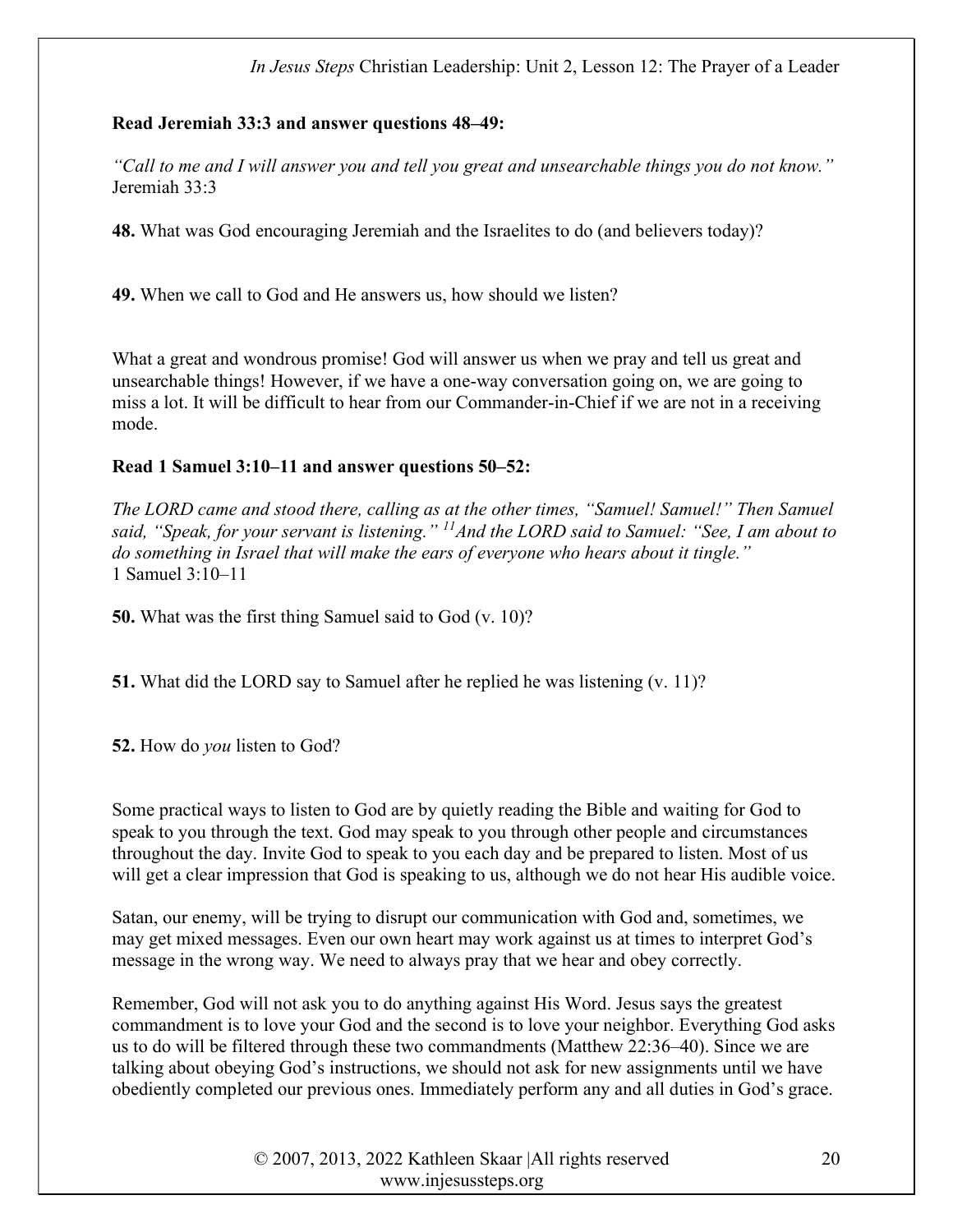**Read Jeremiah 33:3 and answer questions 48–49:**

*"Call to me and I will answer you and tell you great and unsearchable things you do not know."*
Jeremiah 33:3

**48.** What was God encouraging Jeremiah and the Israelites to do (and believers today)?

**49.** When we call to God and He answers us, how should we listen?

What a great and wondrous promise! God will answer us when we pray and tell us great and unsearchable things! However, if we have a one-way conversation going on, we are going to miss a lot. It will be difficult to hear from our Commander-in-Chief if we are not in a receiving mode.

**Read 1 Samuel 3:10–11 and answer questions 50–52:**

*The LORD came and stood there, calling as at the other times, "Samuel! Samuel!" Then Samuel said, "Speak, for your servant is listening." [11]And the LORD said to Samuel: "See, I am about to do something in Israel that will make the ears of everyone who hears about it tingle."*
1 Samuel 3:10–11

**50.** What was the first thing Samuel said to God (v. 10)?

**51.** What did the LORD say to Samuel after he replied he was listening (v. 11)?

**52.** How do *you* listen to God?

Some practical ways to listen to God are by quietly reading the Bible and waiting for God to speak to you through the text. God may speak to you through other people and circumstances throughout the day. Invite God to speak to you each day and be prepared to listen. Most of us will get a clear impression that God is speaking to us, although we do not hear His audible voice.

Satan, our enemy, will be trying to disrupt our communication with God and, sometimes, we may get mixed messages. Even our own heart may work against us at times to interpret God's message in the wrong way. We need to always pray that we hear and obey correctly.

Remember, God will not ask you to do anything against His Word. Jesus says the greatest commandment is to love your God and the second is to love your neighbor. Everything God asks us to do will be filtered through these two commandments (Matthew 22:36–40). Since we are talking about obeying God's instructions, we should not ask for new assignments until we have obediently completed our previous ones. Immediately perform any and all duties in God's grace.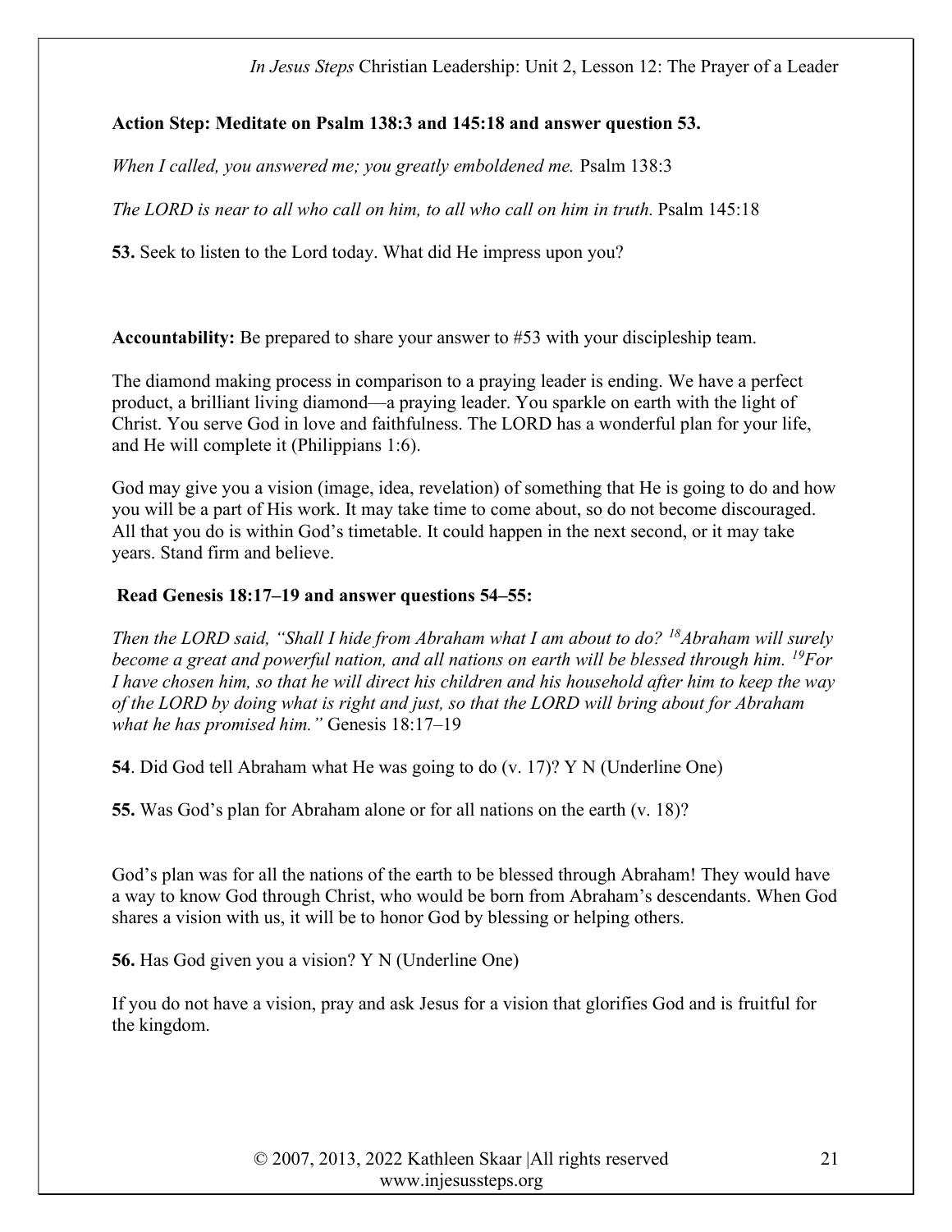**Action Step: Meditate on Psalm 138:3 and 145:18 and answer question 53.**

*When I called, you answered me; you greatly emboldened me.* Psalm 138:3

*The LORD is near to all who call on him, to all who call on him in truth.* Psalm 145:18

**53.** Seek to listen to the Lord today. What did He impress upon you?

**Accountability:** Be prepared to share your answer to #53 with your discipleship team.

The diamond making process in comparison to a praying leader is ending. We have a perfect product, a brilliant living diamond—a praying leader. You sparkle on earth with the light of Christ. You serve God in love and faithfulness. The LORD has a wonderful plan for your life, and He will complete it (Philippians 1:6).

God may give you a vision (image, idea, revelation) of something that He is going to do and how you will be a part of His work. It may take time to come about, so do not become discouraged. All that you do is within God's timetable. It could happen in the next second, or it may take years. Stand firm and believe.

**Read Genesis 18:17–19 and answer questions 54–55:**

*Then the LORD said, "Shall I hide from Abraham what I am about to do? [18]Abraham will surely become a great and powerful nation, and all nations on earth will be blessed through him. [19]For I have chosen him, so that he will direct his children and his household after him to keep the way of the LORD by doing what is right and just, so that the LORD will bring about for Abraham what he has promised him."* Genesis 18:17–19

**54**. Did God tell Abraham what He was going to do (v. 17)? Y N (Underline One)

**55.** Was God's plan for Abraham alone or for all nations on the earth (v. 18)?

God's plan was for all the nations of the earth to be blessed through Abraham! They would have a way to know God through Christ, who would be born from Abraham's descendants. When God shares a vision with us, it will be to honor God by blessing or helping others.

**56.** Has God given you a vision? Y N (Underline One)

If you do not have a vision, pray and ask Jesus for a vision that glorifies God and is fruitful for the kingdom.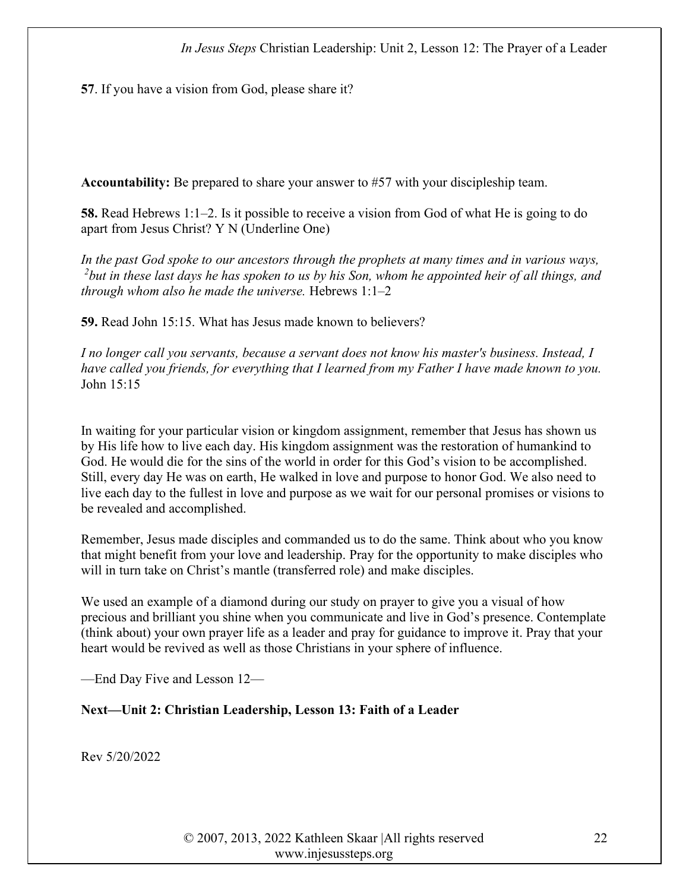**57**. If you have a vision from God, please share it?

**Accountability:** Be prepared to share your answer to #57 with your discipleship team.

**58.** Read Hebrews 1:1–2. Is it possible to receive a vision from God of what He is going to do apart from Jesus Christ? Y N (Underline One)

*In the past God spoke to our ancestors through the prophets at many times and in various ways, [2]but in these last days he has spoken to us by his Son, whom he appointed heir of all things, and through whom also he made the universe.* Hebrews 1:1–2

**59.** Read John 15:15. What has Jesus made known to believers?

*I no longer call you servants, because a servant does not know his master's business. Instead, I have called you friends, for everything that I learned from my Father I have made known to you.* John 15:15

In waiting for your particular vision or kingdom assignment, remember that Jesus has shown us by His life how to live each day. His kingdom assignment was the restoration of humankind to God. He would die for the sins of the world in order for this God's vision to be accomplished. Still, every day He was on earth, He walked in love and purpose to honor God. We also need to live each day to the fullest in love and purpose as we wait for our personal promises or visions to be revealed and accomplished.

Remember, Jesus made disciples and commanded us to do the same. Think about who you know that might benefit from your love and leadership. Pray for the opportunity to make disciples who will in turn take on Christ's mantle (transferred role) and make disciples.

We used an example of a diamond during our study on prayer to give you a visual of how precious and brilliant you shine when you communicate and live in God's presence. Contemplate (think about) your own prayer life as a leader and pray for guidance to improve it. Pray that your heart would be revived as well as those Christians in your sphere of influence.

—End Day Five and Lesson 12—

**Next—Unit 2: Christian Leadership, Lesson 13: Faith of a Leader**

Rev 5/20/2022